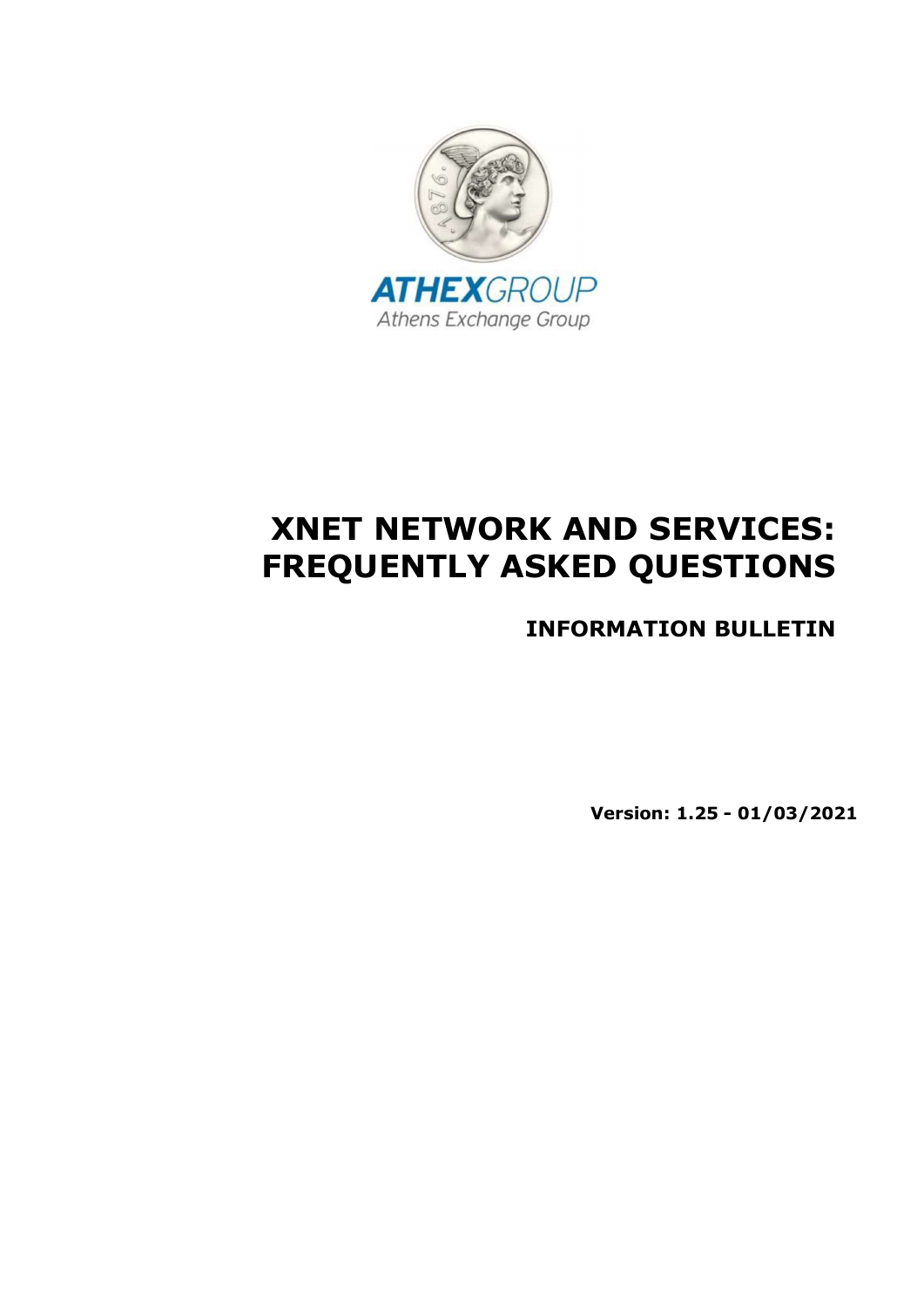ATHEXGROUP

Athens Exchange Group

# XNET NETWORK AND SERVICES: FREQUENTLY ASKED QUESTIONS

## INFORMATION BULLETIN

**Version: 1.25 - 01/03/2021**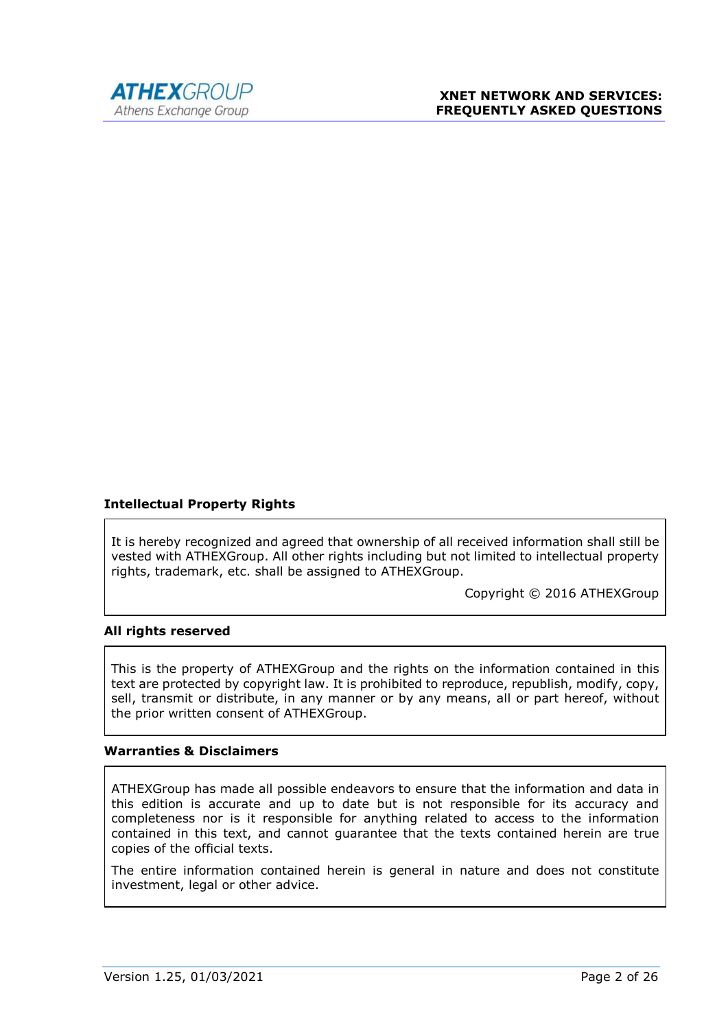**Intellectual Property Rights**

It is hereby recognized and agreed that ownership of all received information shall still be vested with ATHEXGroup. All other rights including but not limited to intellectual property rights, trademark, etc. shall be assigned to ATHEXGroup.

Copyright © 2016 ATHEXGroup

**All rights reserved**

This is the property of ATHEXGroup and the rights on the information contained in this text are protected by copyright law. It is prohibited to reproduce, republish, modify, copy, sell, transmit or distribute, in any manner or by any means, all or part hereof, without the prior written consent of ATHEXGroup.

**Warranties & Disclaimers**

ATHEXGroup has made all possible endeavors to ensure that the information and data in this edition is accurate and up to date but is not responsible for its accuracy and completeness nor is it responsible for anything related to access to the information contained in this text, and cannot guarantee that the texts contained herein are true copies of the official texts.

The entire information contained herein is general in nature and does not constitute investment, legal or other advice.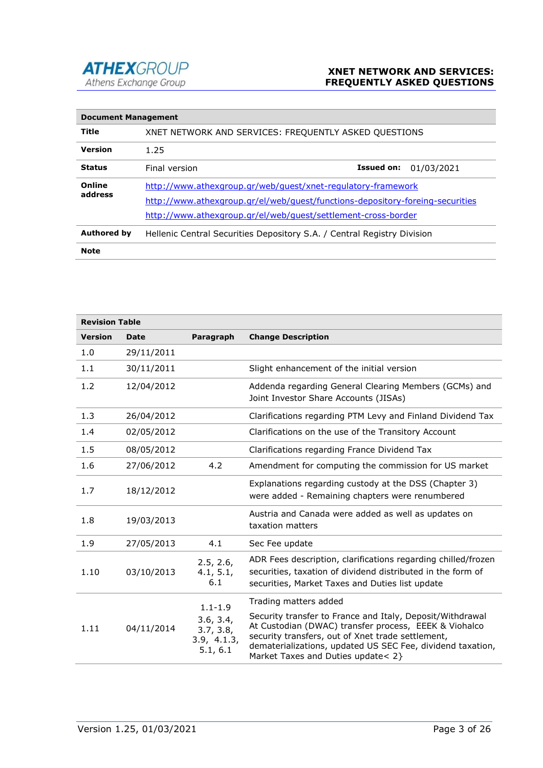| **Document Management** | | | |
|---|---|---|---|
| **Title** | XNET NETWORK AND SERVICES: FREQUENTLY ASKED QUESTIONS | | |
| **Version** | 1.25 | | |
| **Status** | Final version | **Issued on:** | 01/03/2021 |
| **Online address** | http://www.athexgroup.gr/web/guest/xnet-regulatory-framework<br>http://www.athexgroup.gr/el/web/guest/functions-depository-foreing-securities<br>http://www.athexgroup.gr/el/web/guest/settlement-cross-border | | |
| **Authored by** | Hellenic Central Securities Depository S.A. / Central Registry Division | | |
| **Note** | | | |

| **Revision Table** | | | |
|---|---|---|---|
| **Version** | **Date** | **Paragraph** | **Change Description** |
| 1.0 | 29/11/2011 | | |
| 1.1 | 30/11/2011 | | Slight enhancement of the initial version |
| 1.2 | 12/04/2012 | | Addenda regarding General Clearing Members (GCMs) and Joint Investor Share Accounts (JISAs) |
| 1.3 | 26/04/2012 | | Clarifications regarding PTM Levy and Finland Dividend Tax |
| 1.4 | 02/05/2012 | | Clarifications on the use of the Transitory Account |
| 1.5 | 08/05/2012 | | Clarifications regarding France Dividend Tax |
| 1.6 | 27/06/2012 | 4.2 | Amendment for computing the commission for US market |
| 1.7 | 18/12/2012 | | Explanations regarding custody at the DSS (Chapter 3) were added - Remaining chapters were renumbered |
| 1.8 | 19/03/2013 | | Austria and Canada were added as well as updates on taxation matters |
| 1.9 | 27/05/2013 | 4.1 | Sec Fee update |
| 1.10 | 03/10/2013 | 2.5, 2.6, 4.1, 5.1, 6.1 | ADR Fees description, clarifications regarding chilled/frozen securities, taxation of dividend distributed in the form of securities, Market Taxes and Duties list update |
| 1.11 | 04/11/2014 | 1.1-1.9<br>3.6, 3.4, 3.7, 3.8, 3.9, 4.1.3, 5.1, 6.1 | Trading matters added<br>Security transfer to France and Italy, Deposit/Withdrawal At Custodian (DWAC) transfer process, EEEK & Viohalco security transfers, out of Xnet trade settlement, dematerializations, updated US SEC Fee, dividend taxation, Market Taxes and Duties update< 2} |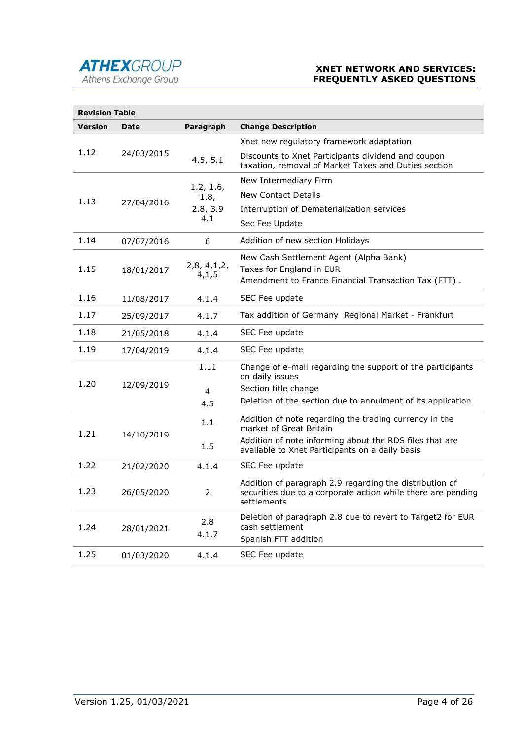| Revision Table | | | |
|---|---|---|---|
| **Version** | **Date** | **Paragraph** | **Change Description** |
| 1.12 | 24/03/2015 | 4.5, 5.1 | Xnet new regulatory framework adaptation<br>Discounts to Xnet Participants dividend and coupon taxation, removal of Market Taxes and Duties section |
| 1.13 | 27/04/2016 | 1.2, 1.6, 1.8, 2.8, 3.9 4.1 | New Intermediary Firm<br>New Contact Details<br>Interruption of Dematerialization services<br>Sec Fee Update |
| 1.14 | 07/07/2016 | 6 | Addition of new section Holidays |
| 1.15 | 18/01/2017 | 2,8, 4,1,2, 4,1,5 | New Cash Settlement Agent (Alpha Bank)<br>Taxes for England in EUR<br>Amendment to France Financial Transaction Tax (FTT) . |
| 1.16 | 11/08/2017 | 4.1.4 | SEC Fee update |
| 1.17 | 25/09/2017 | 4.1.7 | Tax addition of Germany Regional Market - Frankfurt |
| 1.18 | 21/05/2018 | 4.1.4 | SEC Fee update |
| 1.19 | 17/04/2019 | 4.1.4 | SEC Fee update |
| 1.20 | 12/09/2019 | 1.11<br>4<br>4.5 | Change of e-mail regarding the support of the participants on daily issues<br>Section title change<br>Deletion of the section due to annulment of its application |
| 1.21 | 14/10/2019 | 1.1<br>1.5 | Addition of note regarding the trading currency in the market of Great Britain<br>Addition of note informing about the RDS files that are available to Xnet Participants on a daily basis |
| 1.22 | 21/02/2020 | 4.1.4 | SEC Fee update |
| 1.23 | 26/05/2020 | 2 | Addition of paragraph 2.9 regarding the distribution of securities due to a corporate action while there are pending settlements |
| 1.24 | 28/01/2021 | 2.8<br>4.1.7 | Deletion of paragraph 2.8 due to revert to Target2 for EUR cash settlement<br>Spanish FTT addition |
| 1.25 | 01/03/2020 | 4.1.4 | SEC Fee update |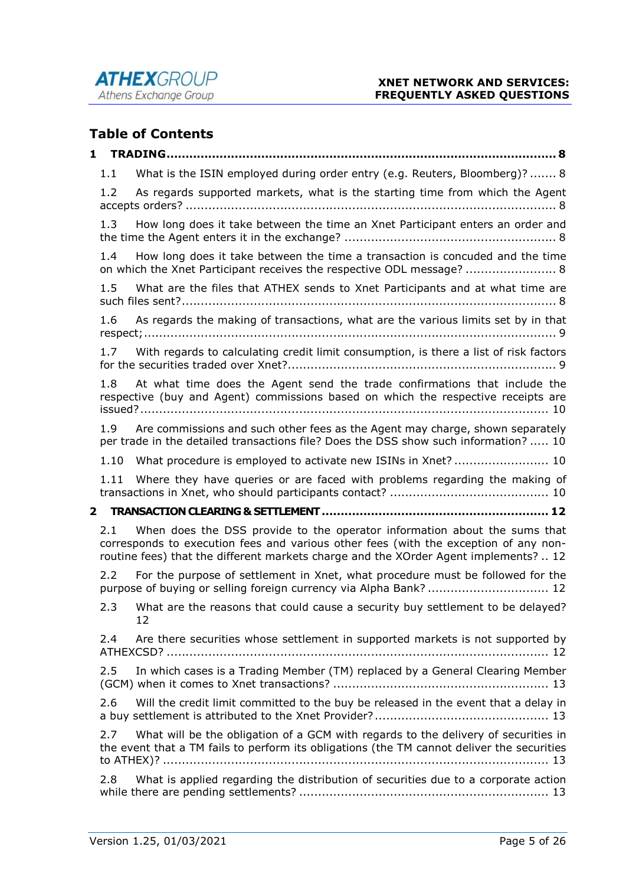## Table of Contents

**1 TRADING ........................................................................................................ 8**

1.1 What is the ISIN employed during order entry (e.g. Reuters, Bloomberg)? ....... 8

1.2 As regards supported markets, what is the starting time from which the Agent accepts orders? ................................................................................................ 8

1.3 How long does it take between the time an Xnet Participant enters an order and the time the Agent enters it in the exchange? ....................................................... 8

1.4 How long does it take between the time a transaction is concuded and the time on which the Xnet Participant receives the respective ODL message? ........................ 8

1.5 What are the files that ATHEX sends to Xnet Participants and at what time are such files sent? ................................................................................................ 8

1.6 As regards the making of transactions, what are the various limits set by in that respect; ......................................................................................................... 9

1.7 With regards to calculating credit limit consumption, is there a list of risk factors for the securities traded over Xnet? ..................................................................... 9

1.8 At what time does the Agent send the trade confirmations that include the respective (buy and Agent) commissions based on which the respective receipts are issued? ........................................................................................................ 10

1.9 Are commissions and such other fees as the Agent may charge, shown separately per trade in the detailed transactions file? Does the DSS show such information? ..... 10

1.10 What procedure is employed to activate new ISINs in Xnet? ........................ 10

1.11 Where they have queries or are faced with problems regarding the making of transactions in Xnet, who should participants contact? ........................................ 10

**2 TRANSACTION CLEARING & SETTLEMENT ........................................................... 12**

2.1 When does the DSS provide to the operator information about the sums that corresponds to execution fees and various other fees (with the exception of any non-routine fees) that the different markets charge and the XOrder Agent implements? .. 12

2.2 For the purpose of settlement in Xnet, what procedure must be followed for the purpose of buying or selling foreign currency via Alpha Bank? ............................... 12

2.3 What are the reasons that could cause a security buy settlement to be delayed? 12

2.4 Are there securities whose settlement in supported markets is not supported by ATHEXCSD? ................................................................................................... 12

2.5 In which cases is a Trading Member (TM) replaced by a General Clearing Member (GCM) when it comes to Xnet transactions? ........................................................ 13

2.6 Will the credit limit committed to the buy be released in the event that a delay in a buy settlement is attributed to the Xnet Provider? ............................................. 13

2.7 What will be the obligation of a GCM with regards to the delivery of securities in the event that a TM fails to perform its obligations (the TM cannot deliver the securities to ATHEX)? ................................................................................................... 13

2.8 What is applied regarding the distribution of securities due to a corporate action while there are pending settlements? ................................................................. 13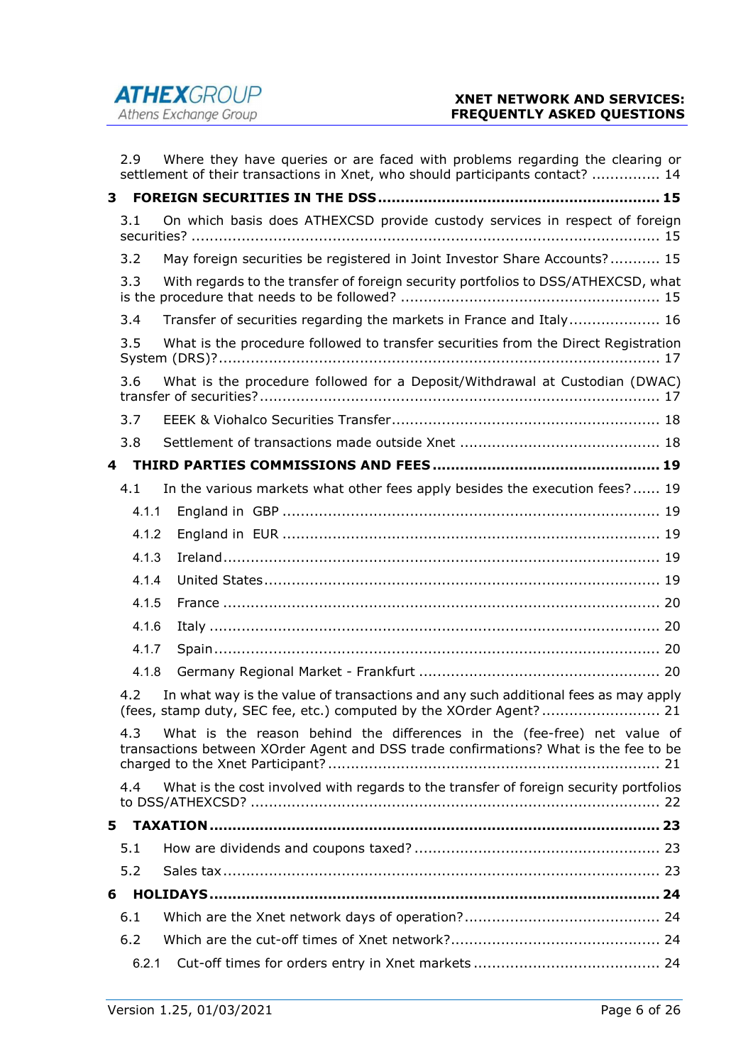2.9 Where they have queries or are faced with problems regarding the clearing or settlement of their transactions in Xnet, who should participants contact? ............... 14

**3 FOREIGN SECURITIES IN THE DSS ............................................................ 15**

3.1 On which basis does ATHEXCSD provide custody services in respect of foreign securities? ....................................................................................................... 15

3.2 May foreign securities be registered in Joint Investor Share Accounts? ........... 15

3.3 With regards to the transfer of foreign security portfolios to DSS/ATHEXCSD, what is the procedure that needs to be followed? ......................................................... 15

3.4 Transfer of securities regarding the markets in France and Italy .................... 16

3.5 What is the procedure followed to transfer securities from the Direct Registration System (DRS)? ................................................................................................ 17

3.6 What is the procedure followed for a Deposit/Withdrawal at Custodian (DWAC) transfer of securities? ....................................................................................... 17

3.7 EEEK & Viohalco Securities Transfer ........................................................... 18

3.8 Settlement of transactions made outside Xnet ............................................ 18

**4 THIRD PARTIES COMMISSIONS AND FEES ................................................. 19**

4.1 In the various markets what other fees apply besides the execution fees? ...... 19

4.1.1 England in GBP .................................................................................. 19

4.1.2 England in EUR .................................................................................. 19

4.1.3 Ireland ............................................................................................... 19

4.1.4 United States ...................................................................................... 19

4.1.5 France ............................................................................................... 20

4.1.6 Italy .................................................................................................. 20

4.1.7 Spain ................................................................................................. 20

4.1.8 Germany Regional Market - Frankfurt .................................................... 20

4.2 In what way is the value of transactions and any such additional fees as may apply (fees, stamp duty, SEC fee, etc.) computed by the XOrder Agent? .......................... 21

4.3 What is the reason behind the differences in the (fee-free) net value of transactions between XOrder Agent and DSS trade confirmations? What is the fee to be charged to the Xnet Participant? ........................................................................ 21

4.4 What is the cost involved with regards to the transfer of foreign security portfolios to DSS/ATHEXCSD? ......................................................................................... 22

**5 TAXATION ................................................................................................. 23**

5.1 How are dividends and coupons taxed? ..................................................... 23

5.2 Sales tax ............................................................................................... 23

**6 HOLIDAYS ................................................................................................. 24**

6.1 Which are the Xnet network days of operation? ........................................... 24

6.2 Which are the cut-off times of Xnet network? ............................................. 24

6.2.1 Cut-off times for orders entry in Xnet markets ......................................... 24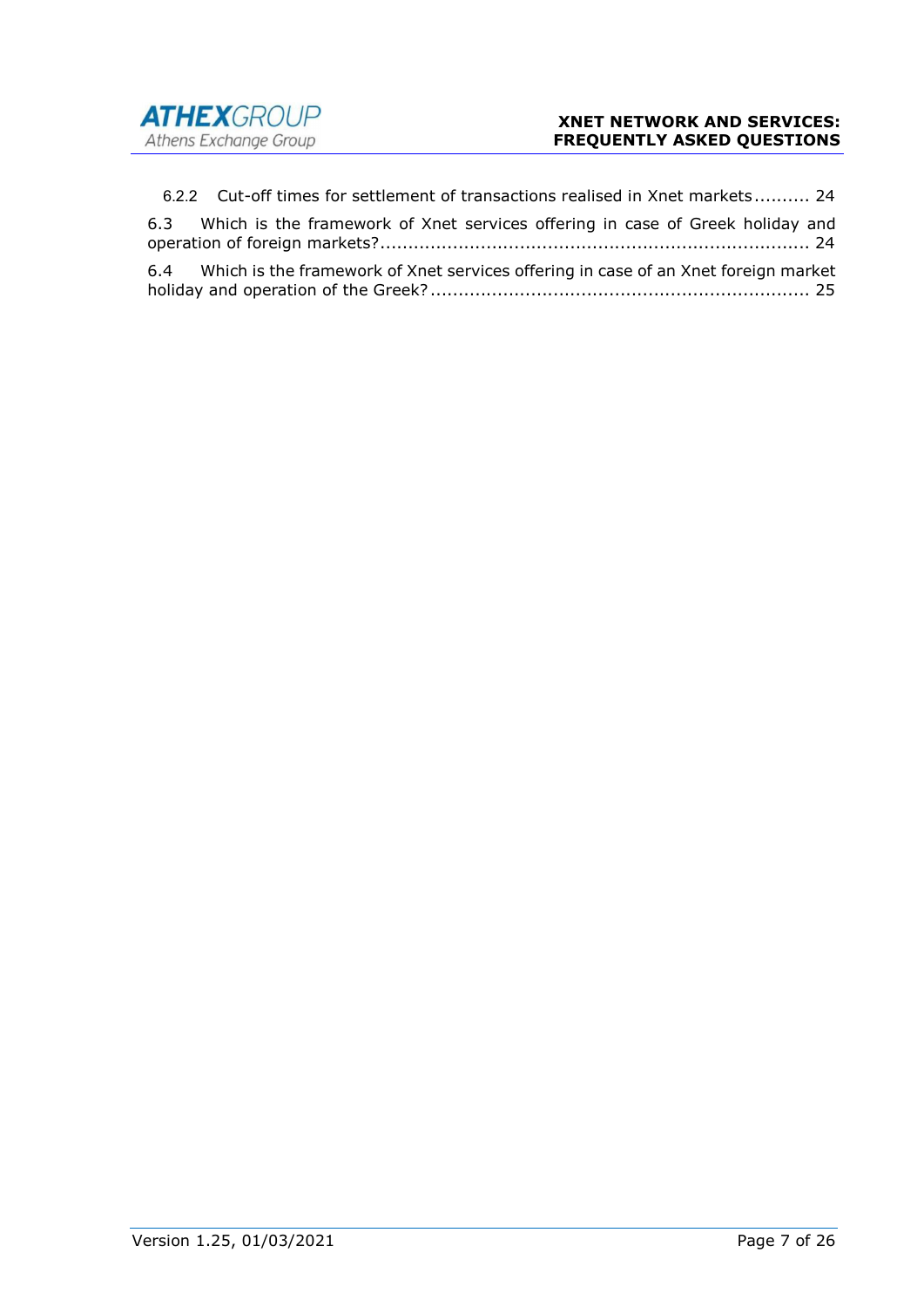6.2.2 Cut-off times for settlement of transactions realised in Xnet markets .......... 24

6.3 Which is the framework of Xnet services offering in case of Greek holiday and operation of foreign markets? .......... 24

6.4 Which is the framework of Xnet services offering in case of an Xnet foreign market holiday and operation of the Greek? .......... 25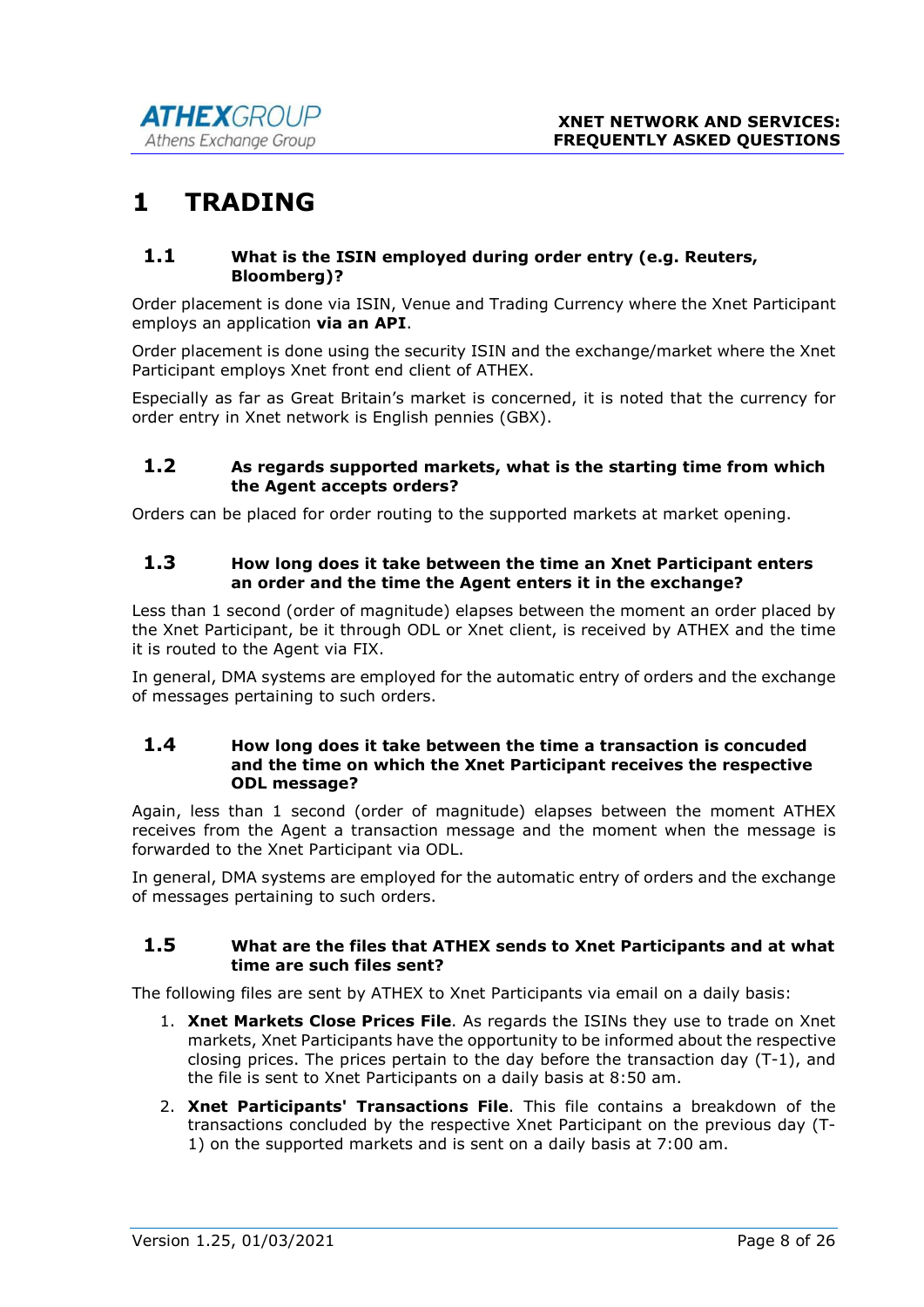# 1 TRADING

## 1.1 What is the ISIN employed during order entry (e.g. Reuters, Bloomberg)?

Order placement is done via ISIN, Venue and Trading Currency where the Xnet Participant employs an application **via an API**.

Order placement is done using the security ISIN and the exchange/market where the Xnet Participant employs Xnet front end client of ATHEX.

Especially as far as Great Britain's market is concerned, it is noted that the currency for order entry in Xnet network is English pennies (GBX).

## 1.2 As regards supported markets, what is the starting time from which the Agent accepts orders?

Orders can be placed for order routing to the supported markets at market opening.

## 1.3 How long does it take between the time an Xnet Participant enters an order and the time the Agent enters it in the exchange?

Less than 1 second (order of magnitude) elapses between the moment an order placed by the Xnet Participant, be it through ODL or Xnet client, is received by ATHEX and the time it is routed to the Agent via FIX.

In general, DMA systems are employed for the automatic entry of orders and the exchange of messages pertaining to such orders.

## 1.4 How long does it take between the time a transaction is concuded and the time on which the Xnet Participant receives the respective ODL message?

Again, less than 1 second (order of magnitude) elapses between the moment ATHEX receives from the Agent a transaction message and the moment when the message is forwarded to the Xnet Participant via ODL.

In general, DMA systems are employed for the automatic entry of orders and the exchange of messages pertaining to such orders.

## 1.5 What are the files that ATHEX sends to Xnet Participants and at what time are such files sent?

The following files are sent by ATHEX to Xnet Participants via email on a daily basis:

1. **Xnet Markets Close Prices File**. As regards the ISINs they use to trade on Xnet markets, Xnet Participants have the opportunity to be informed about the respective closing prices. The prices pertain to the day before the transaction day (T-1), and the file is sent to Xnet Participants on a daily basis at 8:50 am.
2. **Xnet Participants' Transactions File**. This file contains a breakdown of the transactions concluded by the respective Xnet Participant on the previous day (T-1) on the supported markets and is sent on a daily basis at 7:00 am.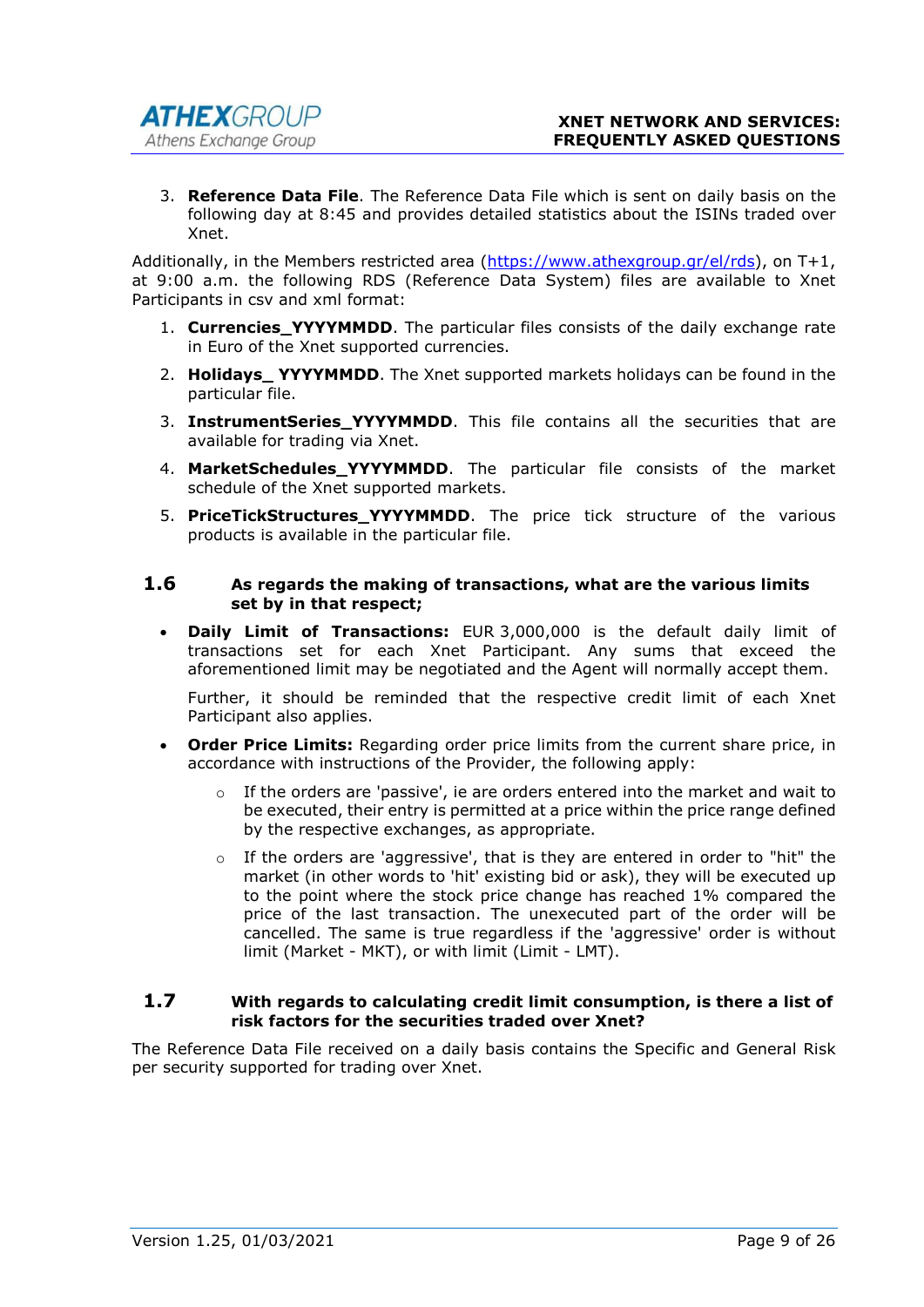3. **Reference Data File**. The Reference Data File which is sent on daily basis on the following day at 8:45 and provides detailed statistics about the ISINs traded over Xnet.

Additionally, in the Members restricted area (https://www.athexgroup.gr/el/rds), on T+1, at 9:00 a.m. the following RDS (Reference Data System) files are available to Xnet Participants in csv and xml format:

1. **Currencies_YYYYMMDD**. The particular files consists of the daily exchange rate in Euro of the Xnet supported currencies.
2. **Holidays_ YYYYMMDD**. The Xnet supported markets holidays can be found in the particular file.
3. **InstrumentSeries_YYYYMMDD**. This file contains all the securities that are available for trading via Xnet.
4. **MarketSchedules_YYYYMMDD**. The particular file consists of the market schedule of the Xnet supported markets.
5. **PriceTickStructures_YYYYMMDD**. The price tick structure of the various products is available in the particular file.

### 1.6 As regards the making of transactions, what are the various limits set by in that respect;

- **Daily Limit of Transactions:** EUR 3,000,000 is the default daily limit of transactions set for each Xnet Participant. Any sums that exceed the aforementioned limit may be negotiated and the Agent will normally accept them.

  Further, it should be reminded that the respective credit limit of each Xnet Participant also applies.

- **Order Price Limits:** Regarding order price limits from the current share price, in accordance with instructions of the Provider, the following apply:
  - If the orders are 'passive', ie are orders entered into the market and wait to be executed, their entry is permitted at a price within the price range defined by the respective exchanges, as appropriate.
  - If the orders are 'aggressive', that is they are entered in order to "hit" the market (in other words to 'hit' existing bid or ask), they will be executed up to the point where the stock price change has reached 1% compared the price of the last transaction. The unexecuted part of the order will be cancelled. The same is true regardless if the 'aggressive' order is without limit (Market - MKT), or with limit (Limit - LMT).

### 1.7 With regards to calculating credit limit consumption, is there a list of risk factors for the securities traded over Xnet?

The Reference Data File received on a daily basis contains the Specific and General Risk per security supported for trading over Xnet.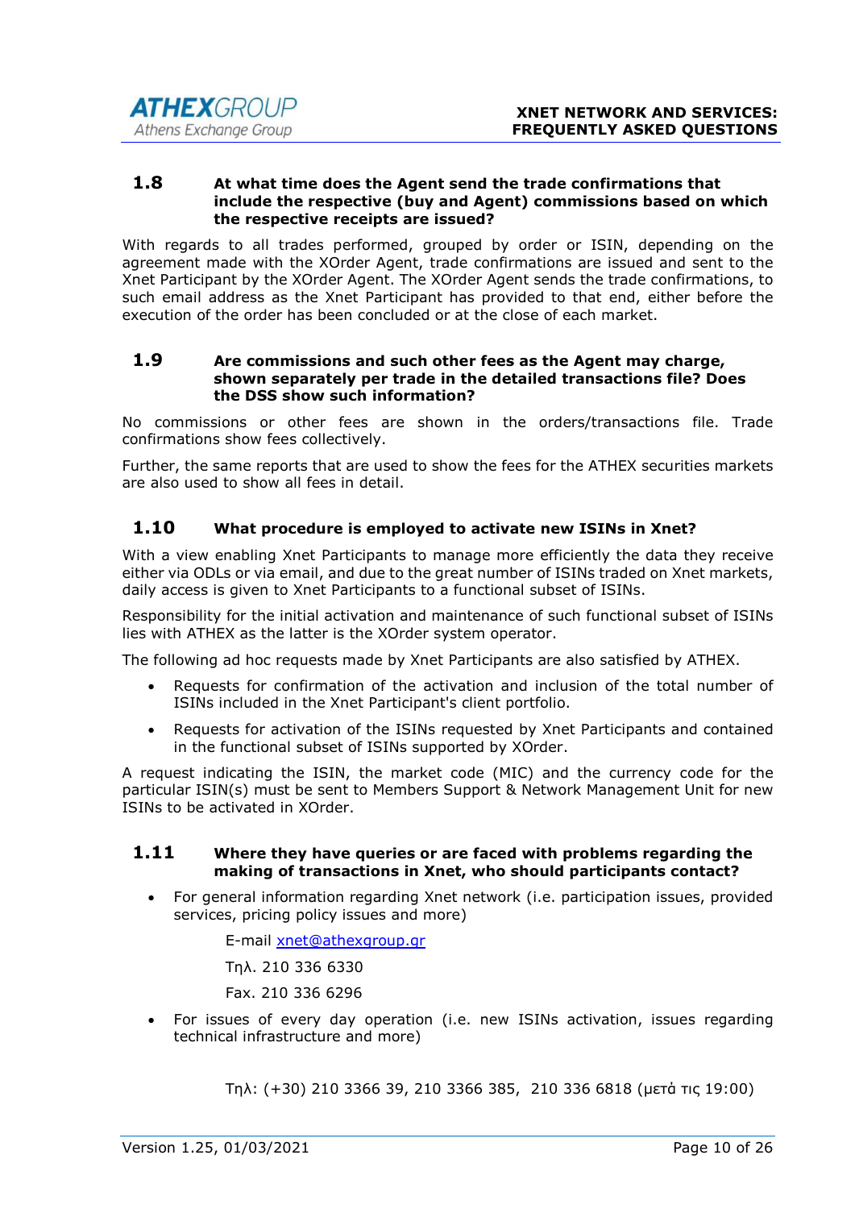## 1.8 At what time does the Agent send the trade confirmations that include the respective (buy and Agent) commissions based on which the respective receipts are issued?

With regards to all trades performed, grouped by order or ISIN, depending on the agreement made with the XOrder Agent, trade confirmations are issued and sent to the Xnet Participant by the XOrder Agent. The XOrder Agent sends the trade confirmations, to such email address as the Xnet Participant has provided to that end, either before the execution of the order has been concluded or at the close of each market.

## 1.9 Are commissions and such other fees as the Agent may charge, shown separately per trade in the detailed transactions file? Does the DSS show such information?

No commissions or other fees are shown in the orders/transactions file. Trade confirmations show fees collectively.

Further, the same reports that are used to show the fees for the ATHEX securities markets are also used to show all fees in detail.

## 1.10 What procedure is employed to activate new ISINs in Xnet?

With a view enabling Xnet Participants to manage more efficiently the data they receive either via ODLs or via email, and due to the great number of ISINs traded on Xnet markets, daily access is given to Xnet Participants to a functional subset of ISINs.

Responsibility for the initial activation and maintenance of such functional subset of ISINs lies with ATHEX as the latter is the XOrder system operator.

The following ad hoc requests made by Xnet Participants are also satisfied by ATHEX.

- Requests for confirmation of the activation and inclusion of the total number of ISINs included in the Xnet Participant's client portfolio.
- Requests for activation of the ISINs requested by Xnet Participants and contained in the functional subset of ISINs supported by XOrder.

A request indicating the ISIN, the market code (MIC) and the currency code for the particular ISIN(s) must be sent to Members Support & Network Management Unit for new ISINs to be activated in XOrder.

## 1.11 Where they have queries or are faced with problems regarding the making of transactions in Xnet, who should participants contact?

- For general information regarding Xnet network (i.e. participation issues, provided services, pricing policy issues and more)

  E-mail xnet@athexgroup.gr

  Τηλ. 210 336 6330

  Fax. 210 336 6296

- For issues of every day operation (i.e. new ISINs activation, issues regarding technical infrastructure and more)

  Τηλ: (+30) 210 3366 39, 210 3366 385, 210 336 6818 (μετά τις 19:00)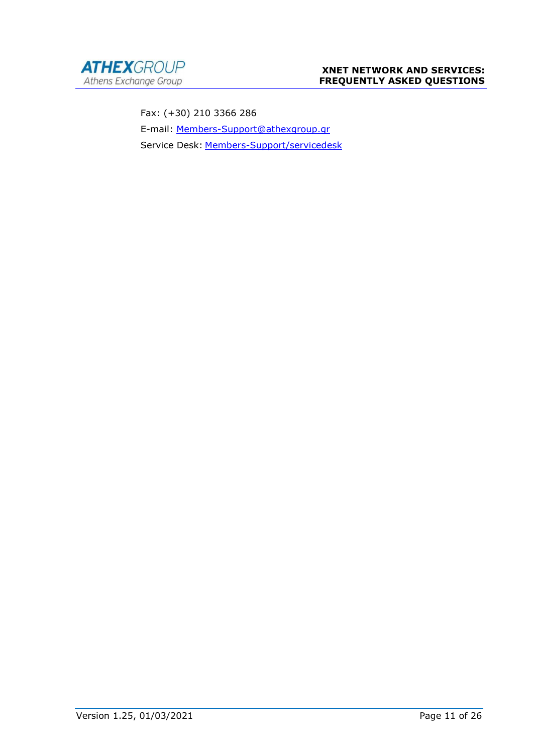Fax: (+30) 210 3366 286

E-mail: [Members-Support@athexgroup.gr](mailto:Members-Support@athexgroup.gr)

Service Desk: Members-Support/servicedesk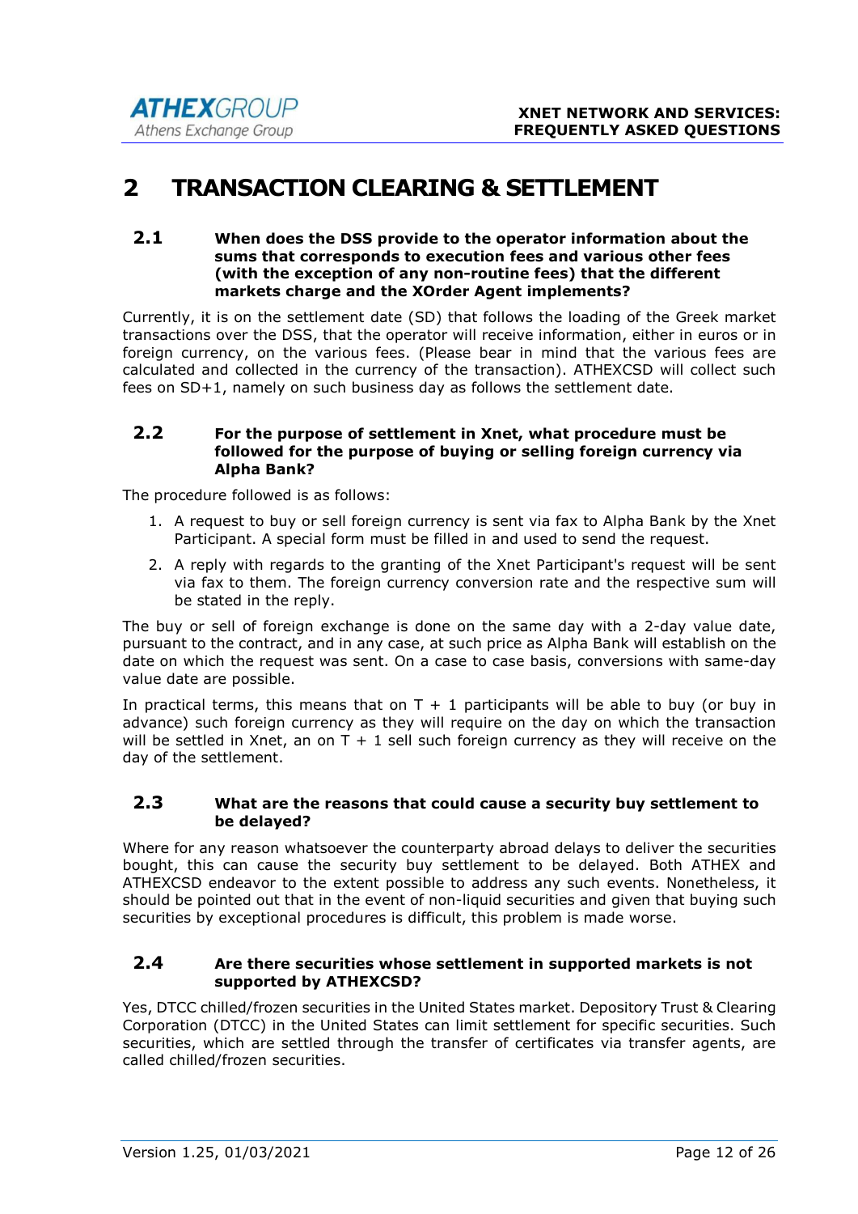# 2 TRANSACTION CLEARING & SETTLEMENT

## 2.1 When does the DSS provide to the operator information about the sums that corresponds to execution fees and various other fees (with the exception of any non-routine fees) that the different markets charge and the XOrder Agent implements?

Currently, it is on the settlement date (SD) that follows the loading of the Greek market transactions over the DSS, that the operator will receive information, either in euros or in foreign currency, on the various fees. (Please bear in mind that the various fees are calculated and collected in the currency of the transaction). ATHEXCSD will collect such fees on SD+1, namely on such business day as follows the settlement date.

## 2.2 For the purpose of settlement in Xnet, what procedure must be followed for the purpose of buying or selling foreign currency via Alpha Bank?

The procedure followed is as follows:

1. A request to buy or sell foreign currency is sent via fax to Alpha Bank by the Xnet Participant. A special form must be filled in and used to send the request.
2. A reply with regards to the granting of the Xnet Participant's request will be sent via fax to them. The foreign currency conversion rate and the respective sum will be stated in the reply.

The buy or sell of foreign exchange is done on the same day with a 2-day value date, pursuant to the contract, and in any case, at such price as Alpha Bank will establish on the date on which the request was sent. On a case to case basis, conversions with same-day value date are possible.

In practical terms, this means that on T + 1 participants will be able to buy (or buy in advance) such foreign currency as they will require on the day on which the transaction will be settled in Xnet, an on T + 1 sell such foreign currency as they will receive on the day of the settlement.

## 2.3 What are the reasons that could cause a security buy settlement to be delayed?

Where for any reason whatsoever the counterparty abroad delays to deliver the securities bought, this can cause the security buy settlement to be delayed. Both ATHEX and ATHEXCSD endeavor to the extent possible to address any such events. Nonetheless, it should be pointed out that in the event of non-liquid securities and given that buying such securities by exceptional procedures is difficult, this problem is made worse.

## 2.4 Are there securities whose settlement in supported markets is not supported by ATHEXCSD?

Yes, DTCC chilled/frozen securities in the United States market. Depository Trust & Clearing Corporation (DTCC) in the United States can limit settlement for specific securities. Such securities, which are settled through the transfer of certificates via transfer agents, are called chilled/frozen securities.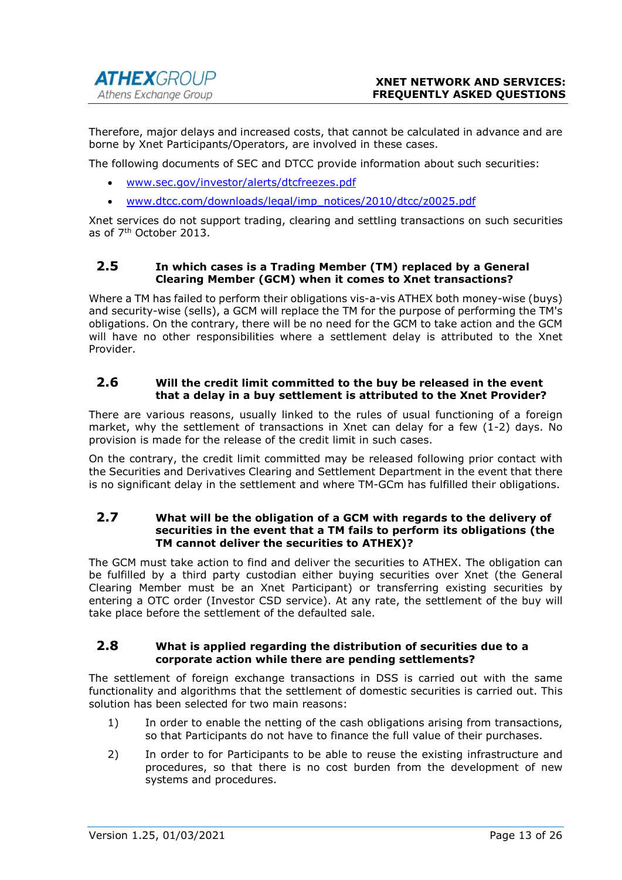Therefore, major delays and increased costs, that cannot be calculated in advance and are borne by Xnet Participants/Operators, are involved in these cases.

The following documents of SEC and DTCC provide information about such securities:

- [www.sec.gov/investor/alerts/dtcfreezes.pdf](www.sec.gov/investor/alerts/dtcfreezes.pdf)
- [www.dtcc.com/downloads/legal/imp_notices/2010/dtcc/z0025.pdf](www.dtcc.com/downloads/legal/imp_notices/2010/dtcc/z0025.pdf)

Xnet services do not support trading, clearing and settling transactions on such securities as of 7th October 2013.

### 2.5 In which cases is a Trading Member (TM) replaced by a General Clearing Member (GCM) when it comes to Xnet transactions?

Where a TM has failed to perform their obligations vis-a-vis ATHEX both money-wise (buys) and security-wise (sells), a GCM will replace the TM for the purpose of performing the TM's obligations. On the contrary, there will be no need for the GCM to take action and the GCM will have no other responsibilities where a settlement delay is attributed to the Xnet Provider.

### 2.6 Will the credit limit committed to the buy be released in the event that a delay in a buy settlement is attributed to the Xnet Provider?

There are various reasons, usually linked to the rules of usual functioning of a foreign market, why the settlement of transactions in Xnet can delay for a few (1-2) days. No provision is made for the release of the credit limit in such cases.

On the contrary, the credit limit committed may be released following prior contact with the Securities and Derivatives Clearing and Settlement Department in the event that there is no significant delay in the settlement and where TM-GCm has fulfilled their obligations.

### 2.7 What will be the obligation of a GCM with regards to the delivery of securities in the event that a TM fails to perform its obligations (the TM cannot deliver the securities to ATHEX)?

The GCM must take action to find and deliver the securities to ATHEX. The obligation can be fulfilled by a third party custodian either buying securities over Xnet (the General Clearing Member must be an Xnet Participant) or transferring existing securities by entering a OTC order (Investor CSD service). At any rate, the settlement of the buy will take place before the settlement of the defaulted sale.

### 2.8 What is applied regarding the distribution of securities due to a corporate action while there are pending settlements?

The settlement of foreign exchange transactions in DSS is carried out with the same functionality and algorithms that the settlement of domestic securities is carried out. This solution has been selected for two main reasons:

1) In order to enable the netting of the cash obligations arising from transactions, so that Participants do not have to finance the full value of their purchases.

2) In order to for Participants to be able to reuse the existing infrastructure and procedures, so that there is no cost burden from the development of new systems and procedures.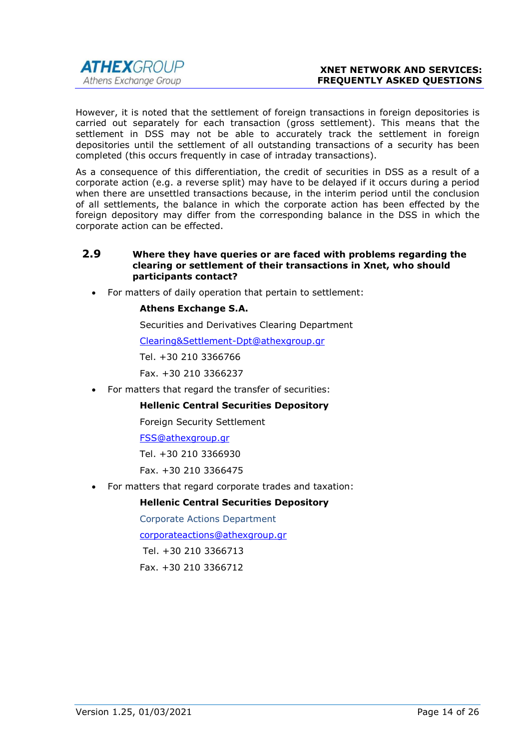However, it is noted that the settlement of foreign transactions in foreign depositories is carried out separately for each transaction (gross settlement). This means that the settlement in DSS may not be able to accurately track the settlement in foreign depositories until the settlement of all outstanding transactions of a security has been completed (this occurs frequently in case of intraday transactions).

As a consequence of this differentiation, the credit of securities in DSS as a result of a corporate action (e.g. a reverse split) may have to be delayed if it occurs during a period when there are unsettled transactions because, in the interim period until the conclusion of all settlements, the balance in which the corporate action has been effected by the foreign depository may differ from the corresponding balance in the DSS in which the corporate action can be effected.

### 2.9 Where they have queries or are faced with problems regarding the clearing or settlement of their transactions in Xnet, who should participants contact?

- For matters of daily operation that pertain to settlement:

  **Athens Exchange S.A.**

  Securities and Derivatives Clearing Department

  Clearing&Settlement-Dpt@athexgroup.gr

  Tel. +30 210 3366766

  Fax. +30 210 3366237

- For matters that regard the transfer of securities:

  **Hellenic Central Securities Depository**

  Foreign Security Settlement

  FSS@athexgroup.gr

  Tel. +30 210 3366930

  Fax. +30 210 3366475

- For matters that regard corporate trades and taxation:

  **Hellenic Central Securities Depository**

  Corporate Actions Department

  corporateactions@athexgroup.gr

  Tel. +30 210 3366713

  Fax. +30 210 3366712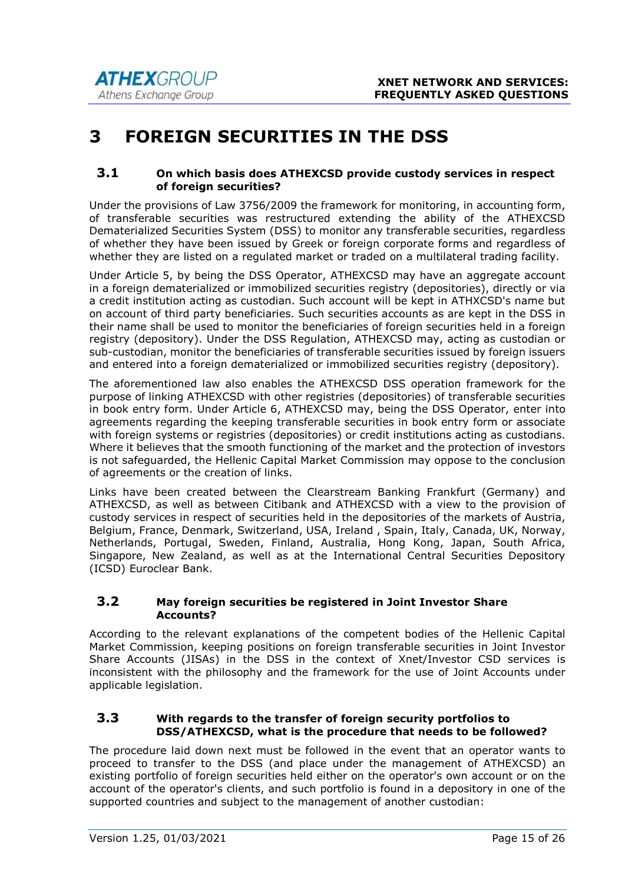# 3 FOREIGN SECURITIES IN THE DSS

## 3.1 On which basis does ATHEXCSD provide custody services in respect of foreign securities?

Under the provisions of Law 3756/2009 the framework for monitoring, in accounting form, of transferable securities was restructured extending the ability of the ATHEXCSD Dematerialized Securities System (DSS) to monitor any transferable securities, regardless of whether they have been issued by Greek or foreign corporate forms and regardless of whether they are listed on a regulated market or traded on a multilateral trading facility.

Under Article 5, by being the DSS Operator, ATHEXCSD may have an aggregate account in a foreign dematerialized or immobilized securities registry (depositories), directly or via a credit institution acting as custodian. Such account will be kept in ATHXCSD's name but on account of third party beneficiaries. Such securities accounts as are kept in the DSS in their name shall be used to monitor the beneficiaries of foreign securities held in a foreign registry (depository). Under the DSS Regulation, ATHEXCSD may, acting as custodian or sub-custodian, monitor the beneficiaries of transferable securities issued by foreign issuers and entered into a foreign dematerialized or immobilized securities registry (depository).

The aforementioned law also enables the ATHEXCSD DSS operation framework for the purpose of linking ATHEXCSD with other registries (depositories) of transferable securities in book entry form. Under Article 6, ATHEXCSD may, being the DSS Operator, enter into agreements regarding the keeping transferable securities in book entry form or associate with foreign systems or registries (depositories) or credit institutions acting as custodians. Where it believes that the smooth functioning of the market and the protection of investors is not safeguarded, the Hellenic Capital Market Commission may oppose to the conclusion of agreements or the creation of links.

Links have been created between the Clearstream Banking Frankfurt (Germany) and ATHEXCSD, as well as between Citibank and ATHEXCSD with a view to the provision of custody services in respect of securities held in the depositories of the markets of Austria, Belgium, France, Denmark, Switzerland, USA, Ireland , Spain, Italy, Canada, UK, Norway, Netherlands, Portugal, Sweden, Finland, Australia, Hong Kong, Japan, South Africa, Singapore, New Zealand, as well as at the International Central Securities Depository (ICSD) Euroclear Bank.

## 3.2 May foreign securities be registered in Joint Investor Share Accounts?

According to the relevant explanations of the competent bodies of the Hellenic Capital Market Commission, keeping positions on foreign transferable securities in Joint Investor Share Accounts (JISAs) in the DSS in the context of Xnet/Investor CSD services is inconsistent with the philosophy and the framework for the use of Joint Accounts under applicable legislation.

## 3.3 With regards to the transfer of foreign security portfolios to DSS/ATHEXCSD, what is the procedure that needs to be followed?

The procedure laid down next must be followed in the event that an operator wants to proceed to transfer to the DSS (and place under the management of ATHEXCSD) an existing portfolio of foreign securities held either on the operator's own account or on the account of the operator's clients, and such portfolio is found in a depository in one of the supported countries and subject to the management of another custodian: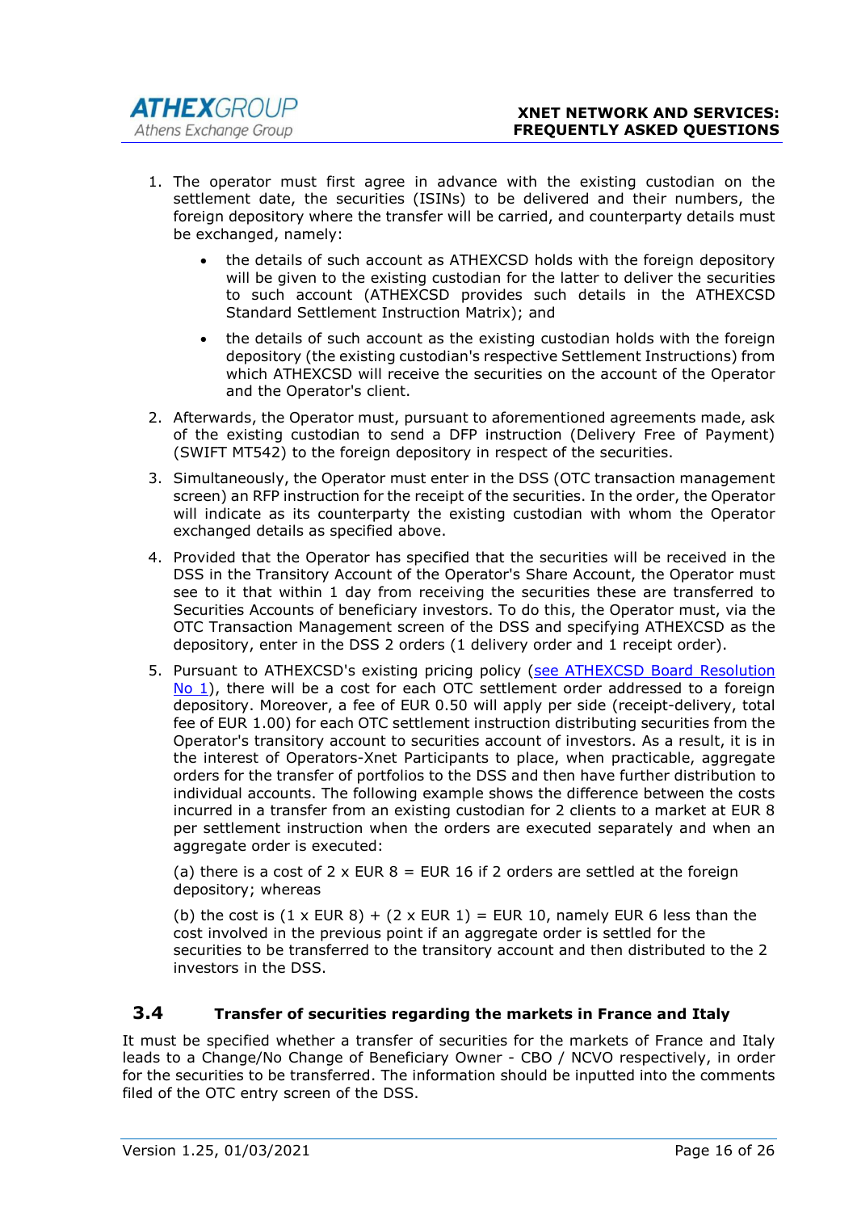1. The operator must first agree in advance with the existing custodian on the settlement date, the securities (ISINs) to be delivered and their numbers, the foreign depository where the transfer will be carried, and counterparty details must be exchanged, namely:

    - the details of such account as ATHEXCSD holds with the foreign depository will be given to the existing custodian for the latter to deliver the securities to such account (ATHEXCSD provides such details in the ATHEXCSD Standard Settlement Instruction Matrix); and

    - the details of such account as the existing custodian holds with the foreign depository (the existing custodian's respective Settlement Instructions) from which ATHEXCSD will receive the securities on the account of the Operator and the Operator's client.

2. Afterwards, the Operator must, pursuant to aforementioned agreements made, ask of the existing custodian to send a DFP instruction (Delivery Free of Payment) (SWIFT MT542) to the foreign depository in respect of the securities.

3. Simultaneously, the Operator must enter in the DSS (OTC transaction management screen) an RFP instruction for the receipt of the securities. In the order, the Operator will indicate as its counterparty the existing custodian with whom the Operator exchanged details as specified above.

4. Provided that the Operator has specified that the securities will be received in the DSS in the Transitory Account of the Operator's Share Account, the Operator must see to it that within 1 day from receiving the securities these are transferred to Securities Accounts of beneficiary investors. To do this, the Operator must, via the OTC Transaction Management screen of the DSS and specifying ATHEXCSD as the depository, enter in the DSS 2 orders (1 delivery order and 1 receipt order).

5. Pursuant to ATHEXCSD's existing pricing policy (see ATHEXCSD Board Resolution No 1), there will be a cost for each OTC settlement order addressed to a foreign depository. Moreover, a fee of EUR 0.50 will apply per side (receipt-delivery, total fee of EUR 1.00) for each OTC settlement instruction distributing securities from the Operator's transitory account to securities account of investors. As a result, it is in the interest of Operators-Xnet Participants to place, when practicable, aggregate orders for the transfer of portfolios to the DSS and then have further distribution to individual accounts. The following example shows the difference between the costs incurred in a transfer from an existing custodian for 2 clients to a market at EUR 8 per settlement instruction when the orders are executed separately and when an aggregate order is executed:

    (a) there is a cost of 2 x EUR 8 = EUR 16 if 2 orders are settled at the foreign depository; whereas

    (b) the cost is (1 x EUR 8) + (2 x EUR 1) = EUR 10, namely EUR 6 less than the cost involved in the previous point if an aggregate order is settled for the securities to be transferred to the transitory account and then distributed to the 2 investors in the DSS.

## 3.4 Transfer of securities regarding the markets in France and Italy

It must be specified whether a transfer of securities for the markets of France and Italy leads to a Change/No Change of Beneficiary Owner - CBO / NCVO respectively, in order for the securities to be transferred. The information should be inputted into the comments filed of the OTC entry screen of the DSS.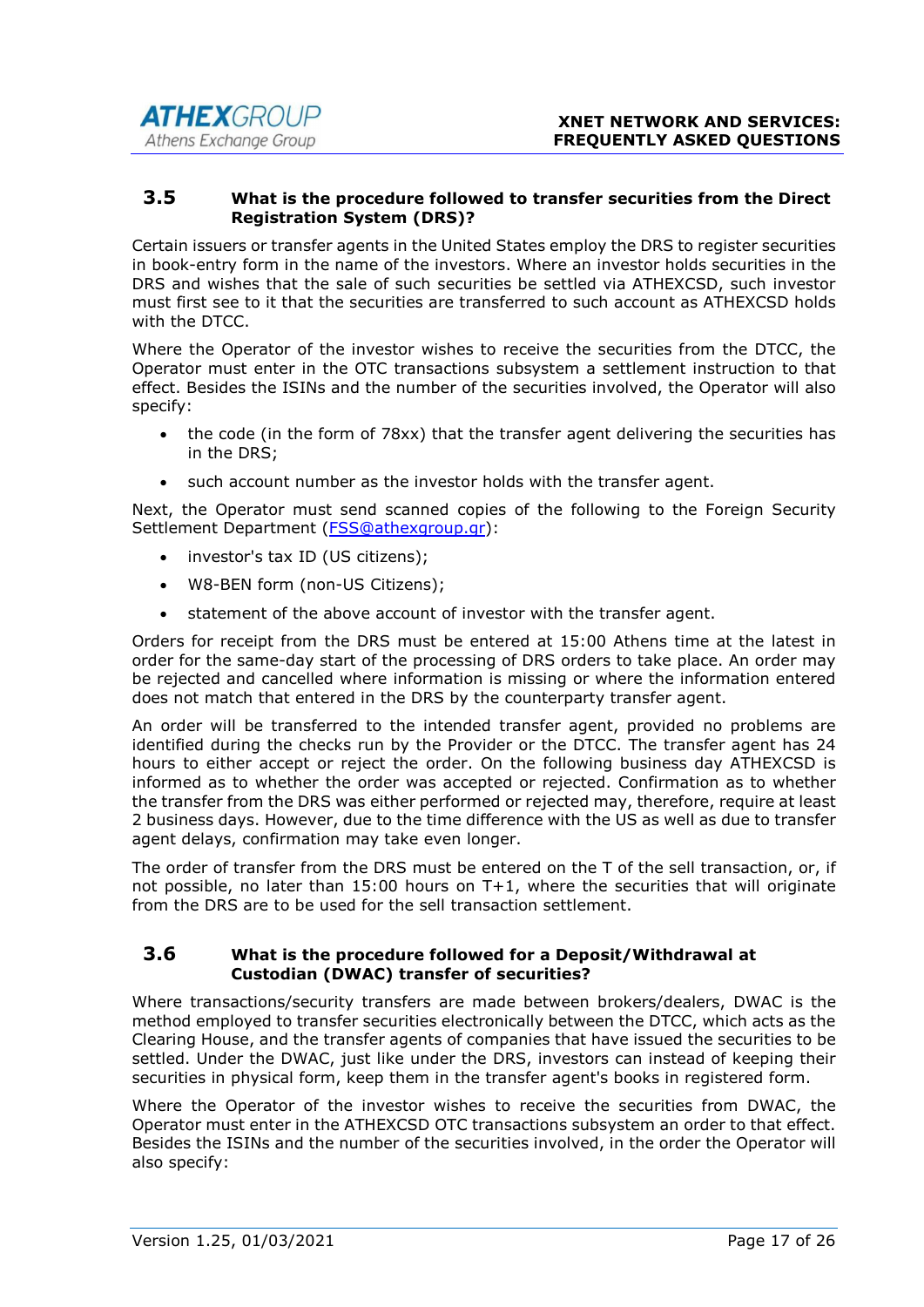### 3.5 What is the procedure followed to transfer securities from the Direct Registration System (DRS)?

Certain issuers or transfer agents in the United States employ the DRS to register securities in book-entry form in the name of the investors. Where an investor holds securities in the DRS and wishes that the sale of such securities be settled via ATHEXCSD, such investor must first see to it that the securities are transferred to such account as ATHEXCSD holds with the DTCC.

Where the Operator of the investor wishes to receive the securities from the DTCC, the Operator must enter in the OTC transactions subsystem a settlement instruction to that effect. Besides the ISINs and the number of the securities involved, the Operator will also specify:

- the code (in the form of 78xx) that the transfer agent delivering the securities has in the DRS;
- such account number as the investor holds with the transfer agent.

Next, the Operator must send scanned copies of the following to the Foreign Security Settlement Department (FSS@athexgroup.gr):

- investor's tax ID (US citizens);
- W8-BEN form (non-US Citizens);
- statement of the above account of investor with the transfer agent.

Orders for receipt from the DRS must be entered at 15:00 Athens time at the latest in order for the same-day start of the processing of DRS orders to take place. An order may be rejected and cancelled where information is missing or where the information entered does not match that entered in the DRS by the counterparty transfer agent.

An order will be transferred to the intended transfer agent, provided no problems are identified during the checks run by the Provider or the DTCC. The transfer agent has 24 hours to either accept or reject the order. On the following business day ATHEXCSD is informed as to whether the order was accepted or rejected. Confirmation as to whether the transfer from the DRS was either performed or rejected may, therefore, require at least 2 business days. However, due to the time difference with the US as well as due to transfer agent delays, confirmation may take even longer.

The order of transfer from the DRS must be entered on the T of the sell transaction, or, if not possible, no later than 15:00 hours on T+1, where the securities that will originate from the DRS are to be used for the sell transaction settlement.

### 3.6 What is the procedure followed for a Deposit/Withdrawal at Custodian (DWAC) transfer of securities?

Where transactions/security transfers are made between brokers/dealers, DWAC is the method employed to transfer securities electronically between the DTCC, which acts as the Clearing House, and the transfer agents of companies that have issued the securities to be settled. Under the DWAC, just like under the DRS, investors can instead of keeping their securities in physical form, keep them in the transfer agent's books in registered form.

Where the Operator of the investor wishes to receive the securities from DWAC, the Operator must enter in the ATHEXCSD OTC transactions subsystem an order to that effect. Besides the ISINs and the number of the securities involved, in the order the Operator will also specify: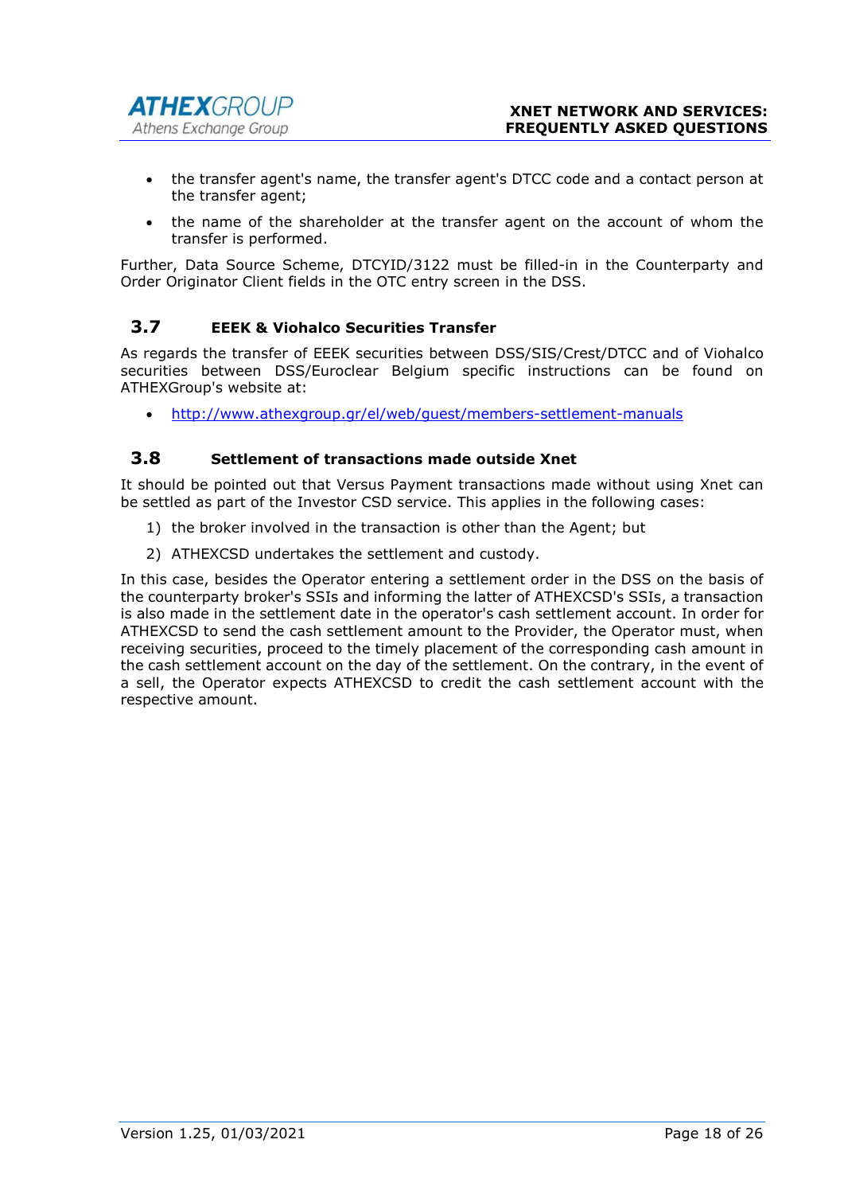- the transfer agent's name, the transfer agent's DTCC code and a contact person at the transfer agent;
- the name of the shareholder at the transfer agent on the account of whom the transfer is performed.

Further, Data Source Scheme, DTCYID/3122 must be filled-in in the Counterparty and Order Originator Client fields in the OTC entry screen in the DSS.

## 3.7 EEEK & Viohalco Securities Transfer

As regards the transfer of EEEK securities between DSS/SIS/Crest/DTCC and of Viohalco securities between DSS/Euroclear Belgium specific instructions can be found on ATHEXGroup's website at:

- http://www.athexgroup.gr/el/web/guest/members-settlement-manuals

## 3.8 Settlement of transactions made outside Xnet

It should be pointed out that Versus Payment transactions made without using Xnet can be settled as part of the Investor CSD service. This applies in the following cases:

1) the broker involved in the transaction is other than the Agent; but
2) ATHEXCSD undertakes the settlement and custody.

In this case, besides the Operator entering a settlement order in the DSS on the basis of the counterparty broker's SSIs and informing the latter of ATHEXCSD's SSIs, a transaction is also made in the settlement date in the operator's cash settlement account. In order for ATHEXCSD to send the cash settlement amount to the Provider, the Operator must, when receiving securities, proceed to the timely placement of the corresponding cash amount in the cash settlement account on the day of the settlement. On the contrary, in the event of a sell, the Operator expects ATHEXCSD to credit the cash settlement account with the respective amount.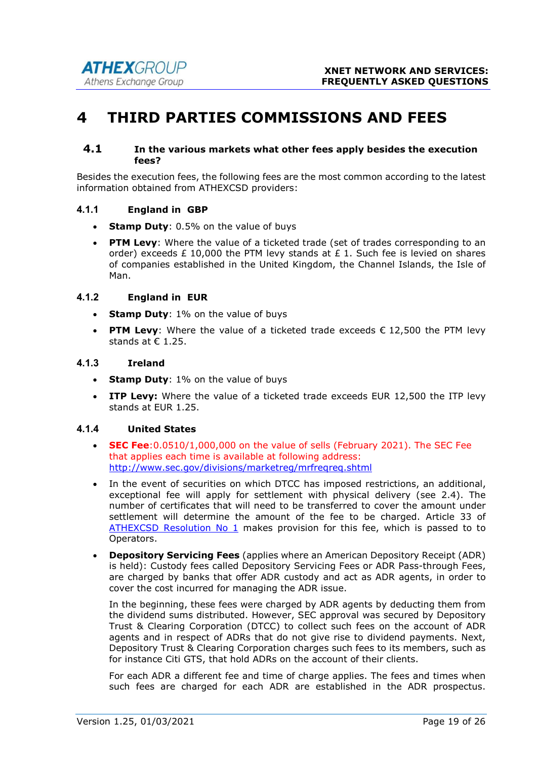# 4 THIRD PARTIES COMMISSIONS AND FEES

## 4.1 In the various markets what other fees apply besides the execution fees?

Besides the execution fees, the following fees are the most common according to the latest information obtained from ATHEXCSD providers:

### 4.1.1 England in GBP

- **Stamp Duty**: 0.5% on the value of buys
- **PTM Levy**: Where the value of a ticketed trade (set of trades corresponding to an order) exceeds £ 10,000 the PTM levy stands at £ 1. Such fee is levied on shares of companies established in the United Kingdom, the Channel Islands, the Isle of Man.

### 4.1.2 England in EUR

- **Stamp Duty**: 1% on the value of buys
- **PTM Levy**: Where the value of a ticketed trade exceeds € 12,500 the PTM levy stands at € 1.25.

### 4.1.3 Ireland

- **Stamp Duty**: 1% on the value of buys
- **ITP Levy:** Where the value of a ticketed trade exceeds EUR 12,500 the ITP levy stands at EUR 1.25.

### 4.1.4 United States

- **SEC Fee**:0.0510/1,000,000 on the value of sells (February 2021). The SEC Fee that applies each time is available at following address: [http://www.sec.gov/divisions/marketreg/mrfreqreq.shtml](http://www.sec.gov/divisions/marketreg/mrfreqreq.shtml)
- In the event of securities on which DTCC has imposed restrictions, an additional, exceptional fee will apply for settlement with physical delivery (see 2.4). The number of certificates that will need to be transferred to cover the amount under settlement will determine the amount of the fee to be charged. Article 33 of ATHEXCSD Resolution No 1 makes provision for this fee, which is passed to to Operators.
- **Depository Servicing Fees** (applies where an American Depository Receipt (ADR) is held): Custody fees called Depository Servicing Fees or ADR Pass-through Fees, are charged by banks that offer ADR custody and act as ADR agents, in order to cover the cost incurred for managing the ADR issue.

  In the beginning, these fees were charged by ADR agents by deducting them from the dividend sums distributed. However, SEC approval was secured by Depository Trust & Clearing Corporation (DTCC) to collect such fees on the account of ADR agents and in respect of ADRs that do not give rise to dividend payments. Next, Depository Trust & Clearing Corporation charges such fees to its members, such as for instance Citi GTS, that hold ADRs on the account of their clients.

  For each ADR a different fee and time of charge applies. The fees and times when such fees are charged for each ADR are established in the ADR prospectus.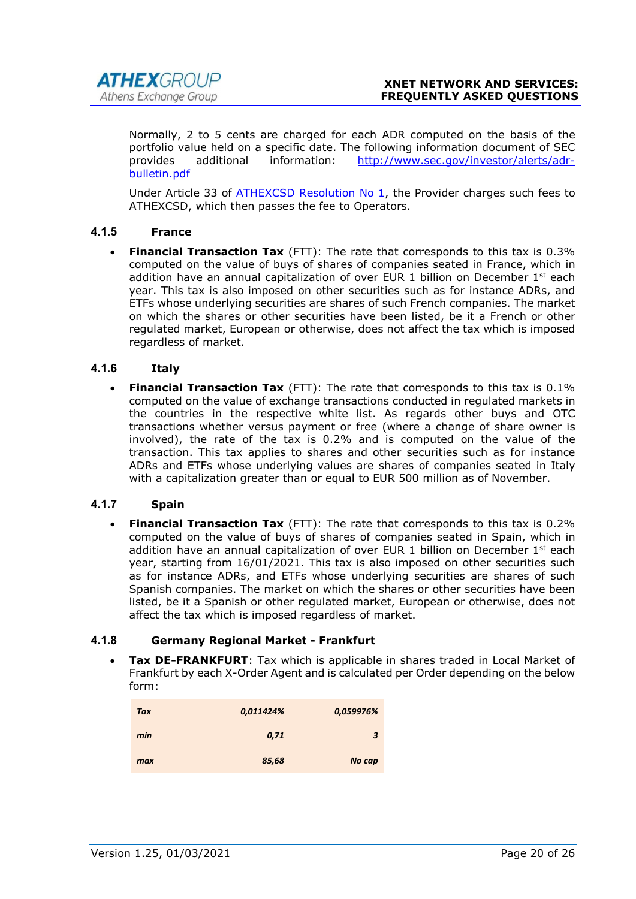Normally, 2 to 5 cents are charged for each ADR computed on the basis of the portfolio value held on a specific date. The following information document of SEC provides additional information: [http://www.sec.gov/investor/alerts/adr-bulletin.pdf](http://www.sec.gov/investor/alerts/adr-bulletin.pdf)

Under Article 33 of ATHEXCSD Resolution No 1, the Provider charges such fees to ATHEXCSD, which then passes the fee to Operators.

#### 4.1.5 France

- **Financial Transaction Tax** (FTT): The rate that corresponds to this tax is 0.3% computed on the value of buys of shares of companies seated in France, which in addition have an annual capitalization of over EUR 1 billion on December 1st each year. This tax is also imposed on other securities such as for instance ADRs, and ETFs whose underlying securities are shares of such French companies. The market on which the shares or other securities have been listed, be it a French or other regulated market, European or otherwise, does not affect the tax which is imposed regardless of market.

#### 4.1.6 Italy

- **Financial Transaction Tax** (FTT): The rate that corresponds to this tax is 0.1% computed on the value of exchange transactions conducted in regulated markets in the countries in the respective white list. As regards other buys and OTC transactions whether versus payment or free (where a change of share owner is involved), the rate of the tax is 0.2% and is computed on the value of the transaction. This tax applies to shares and other securities such as for instance ADRs and ETFs whose underlying values are shares of companies seated in Italy with a capitalization greater than or equal to EUR 500 million as of November.

#### 4.1.7 Spain

- **Financial Transaction Tax** (FTT): The rate that corresponds to this tax is 0.2% computed on the value of buys of shares of companies seated in Spain, which in addition have an annual capitalization of over EUR 1 billion on December 1st each year, starting from 16/01/2021. This tax is also imposed on other securities such as for instance ADRs, and ETFs whose underlying securities are shares of such Spanish companies. The market on which the shares or other securities have been listed, be it a Spanish or other regulated market, European or otherwise, does not affect the tax which is imposed regardless of market.

#### 4.1.8 Germany Regional Market - Frankfurt

- **Tax DE-FRANKFURT**: Tax which is applicable in shares traded in Local Market of Frankfurt by each X-Order Agent and is calculated per Order depending on the below form:

| *Tax* | *0,011424%* | *0,059976%* |
|---|---:|---:|
| *min* | *0,71* | *3* |
| *max* | *85,68* | *No cap* |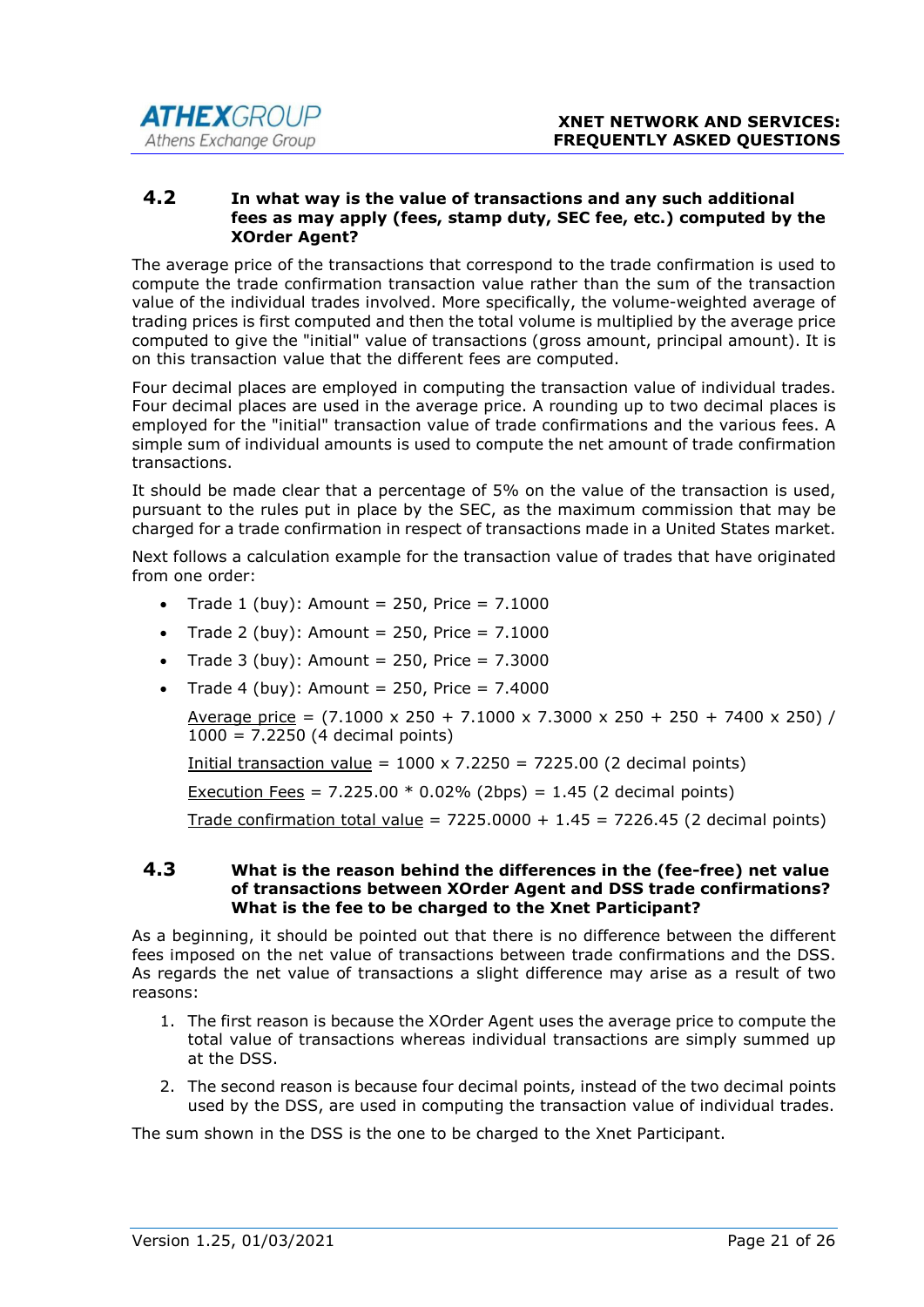### 4.2 In what way is the value of transactions and any such additional fees as may apply (fees, stamp duty, SEC fee, etc.) computed by the XOrder Agent?

The average price of the transactions that correspond to the trade confirmation is used to compute the trade confirmation transaction value rather than the sum of the transaction value of the individual trades involved. More specifically, the volume-weighted average of trading prices is first computed and then the total volume is multiplied by the average price computed to give the "initial" value of transactions (gross amount, principal amount). It is on this transaction value that the different fees are computed.

Four decimal places are employed in computing the transaction value of individual trades. Four decimal places are used in the average price. A rounding up to two decimal places is employed for the "initial" transaction value of trade confirmations and the various fees. A simple sum of individual amounts is used to compute the net amount of trade confirmation transactions.

It should be made clear that a percentage of 5% on the value of the transaction is used, pursuant to the rules put in place by the SEC, as the maximum commission that may be charged for a trade confirmation in respect of transactions made in a United States market.

Next follows a calculation example for the transaction value of trades that have originated from one order:

- Trade 1 (buy): Amount = 250, Price = 7.1000
- Trade 2 (buy): Amount = 250, Price = 7.1000
- Trade 3 (buy): Amount = 250, Price = 7.3000
- Trade 4 (buy): Amount = 250, Price = 7.4000

  Average price = (7.1000 x 250 + 7.1000 x 7.3000 x 250 + 250 + 7400 x 250) / 1000 = 7.2250 (4 decimal points)

  Initial transaction value = 1000 x 7.2250 = 7225.00 (2 decimal points)

  Execution Fees = 7.225.00 * 0.02% (2bps) = 1.45 (2 decimal points)

  Trade confirmation total value = 7225.0000 + 1.45 = 7226.45 (2 decimal points)

### 4.3 What is the reason behind the differences in the (fee-free) net value of transactions between XOrder Agent and DSS trade confirmations? What is the fee to be charged to the Xnet Participant?

As a beginning, it should be pointed out that there is no difference between the different fees imposed on the net value of transactions between trade confirmations and the DSS. As regards the net value of transactions a slight difference may arise as a result of two reasons:

1. The first reason is because the XOrder Agent uses the average price to compute the total value of transactions whereas individual transactions are simply summed up at the DSS.
2. The second reason is because four decimal points, instead of the two decimal points used by the DSS, are used in computing the transaction value of individual trades.

The sum shown in the DSS is the one to be charged to the Xnet Participant.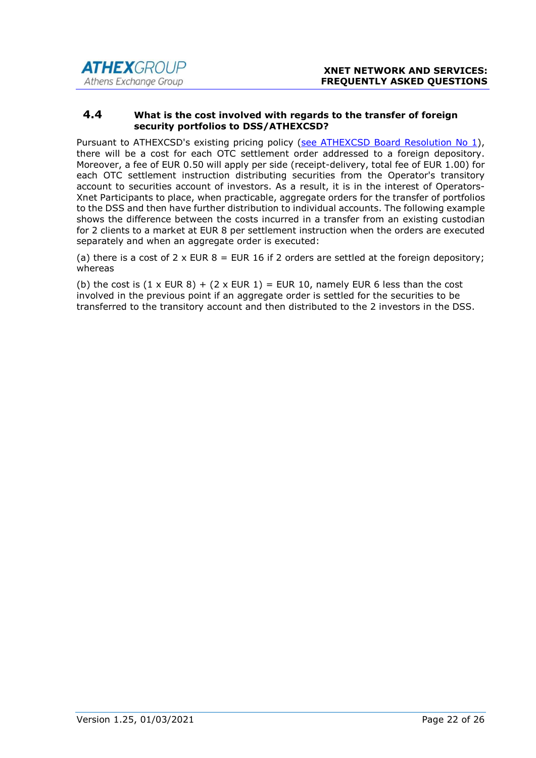### 4.4 What is the cost involved with regards to the transfer of foreign security portfolios to DSS/ATHEXCSD?

Pursuant to ATHEXCSD's existing pricing policy ([see ATHEXCSD Board Resolution No 1](see ATHEXCSD Board Resolution No 1)), there will be a cost for each OTC settlement order addressed to a foreign depository. Moreover, a fee of EUR 0.50 will apply per side (receipt-delivery, total fee of EUR 1.00) for each OTC settlement instruction distributing securities from the Operator's transitory account to securities account of investors. As a result, it is in the interest of Operators-Xnet Participants to place, when practicable, aggregate orders for the transfer of portfolios to the DSS and then have further distribution to individual accounts. The following example shows the difference between the costs incurred in a transfer from an existing custodian for 2 clients to a market at EUR 8 per settlement instruction when the orders are executed separately and when an aggregate order is executed:

(a) there is a cost of 2 x EUR 8 = EUR 16 if 2 orders are settled at the foreign depository; whereas

(b) the cost is (1 x EUR 8) + (2 x EUR 1) = EUR 10, namely EUR 6 less than the cost involved in the previous point if an aggregate order is settled for the securities to be transferred to the transitory account and then distributed to the 2 investors in the DSS.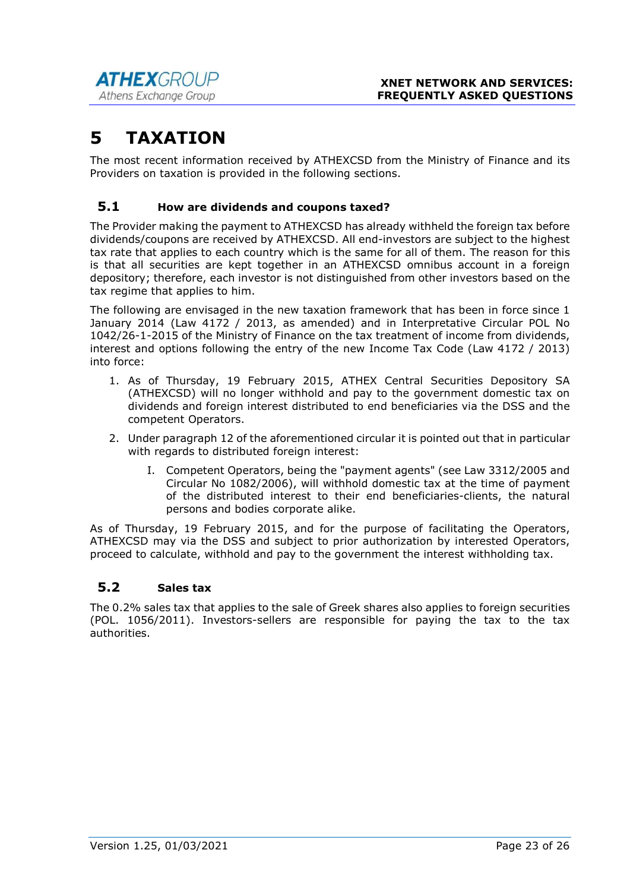# 5 TAXATION

The most recent information received by ATHEXCSD from the Ministry of Finance and its Providers on taxation is provided in the following sections.

## 5.1 How are dividends and coupons taxed?

The Provider making the payment to ATHEXCSD has already withheld the foreign tax before dividends/coupons are received by ATHEXCSD. All end-investors are subject to the highest tax rate that applies to each country which is the same for all of them. The reason for this is that all securities are kept together in an ATHEXCSD omnibus account in a foreign depository; therefore, each investor is not distinguished from other investors based on the tax regime that applies to him.

The following are envisaged in the new taxation framework that has been in force since 1 January 2014 (Law 4172 / 2013, as amended) and in Interpretative Circular POL No 1042/26-1-2015 of the Ministry of Finance on the tax treatment of income from dividends, interest and options following the entry of the new Income Tax Code (Law 4172 / 2013) into force:

1. As of Thursday, 19 February 2015, ATHEX Central Securities Depository SA (ATHEXCSD) will no longer withhold and pay to the government domestic tax on dividends and foreign interest distributed to end beneficiaries via the DSS and the competent Operators.
2. Under paragraph 12 of the aforementioned circular it is pointed out that in particular with regards to distributed foreign interest:
   I. Competent Operators, being the "payment agents" (see Law 3312/2005 and Circular No 1082/2006), will withhold domestic tax at the time of payment of the distributed interest to their end beneficiaries-clients, the natural persons and bodies corporate alike.

As of Thursday, 19 February 2015, and for the purpose of facilitating the Operators, ATHEXCSD may via the DSS and subject to prior authorization by interested Operators, proceed to calculate, withhold and pay to the government the interest withholding tax.

## 5.2 Sales tax

The 0.2% sales tax that applies to the sale of Greek shares also applies to foreign securities (POL. 1056/2011). Investors-sellers are responsible for paying the tax to the tax authorities.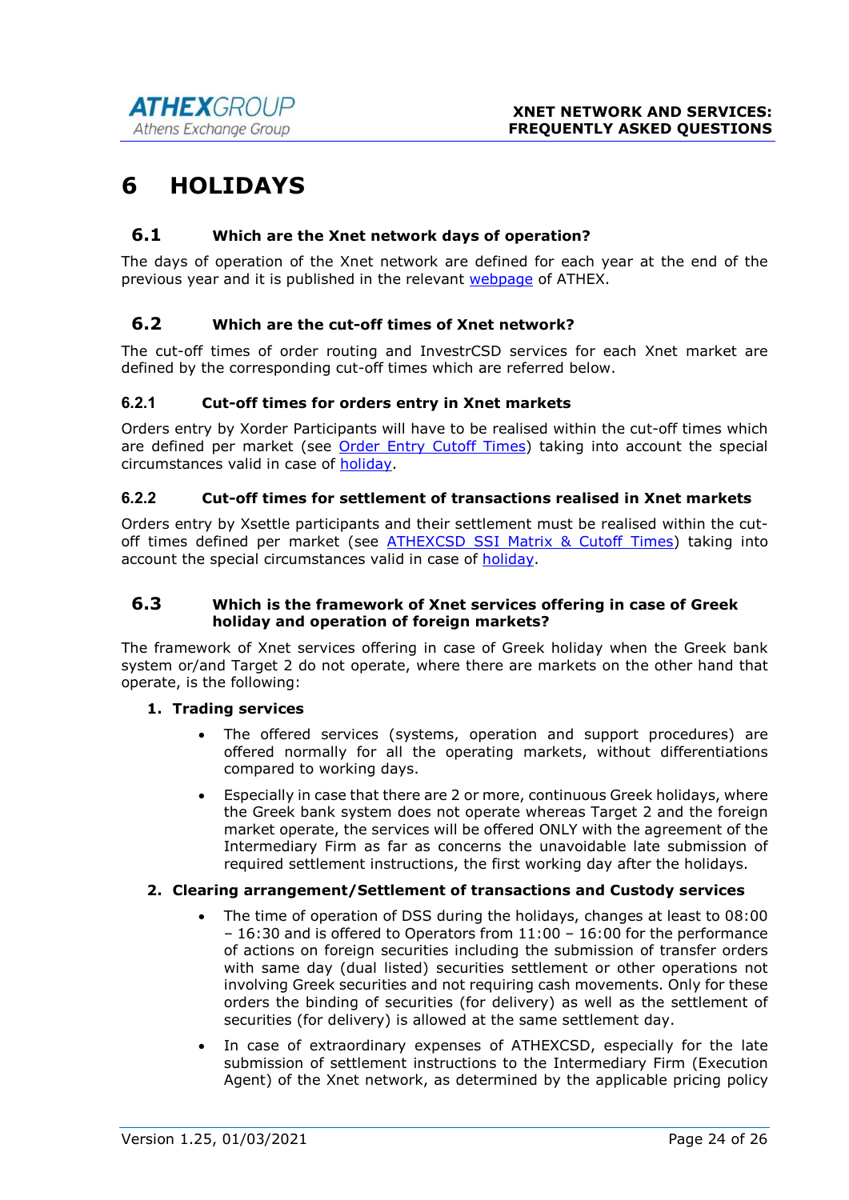# 6 HOLIDAYS

## 6.1 Which are the Xnet network days of operation?

The days of operation of the Xnet network are defined for each year at the end of the previous year and it is published in the relevant webpage of ATHEX.

## 6.2 Which are the cut-off times of Xnet network?

The cut-off times of order routing and InvestrCSD services for each Xnet market are defined by the corresponding cut-off times which are referred below.

### 6.2.1 Cut-off times for orders entry in Xnet markets

Orders entry by Xorder Participants will have to be realised within the cut-off times which are defined per market (see Order Entry Cutoff Times) taking into account the special circumstances valid in case of holiday.

### 6.2.2 Cut-off times for settlement of transactions realised in Xnet markets

Orders entry by Xsettle participants and their settlement must be realised within the cut-off times defined per market (see ATHEXCSD SSI Matrix & Cutoff Times) taking into account the special circumstances valid in case of holiday.

## 6.3 Which is the framework of Xnet services offering in case of Greek holiday and operation of foreign markets?

The framework of Xnet services offering in case of Greek holiday when the Greek bank system or/and Target 2 do not operate, where there are markets on the other hand that operate, is the following:

1. **Trading services**
   - The offered services (systems, operation and support procedures) are offered normally for all the operating markets, without differentiations compared to working days.
   - Especially in case that there are 2 or more, continuous Greek holidays, where the Greek bank system does not operate whereas Target 2 and the foreign market operate, the services will be offered ONLY with the agreement of the Intermediary Firm as far as concerns the unavoidable late submission of required settlement instructions, the first working day after the holidays.
2. **Clearing arrangement/Settlement of transactions and Custody services**
   - The time of operation of DSS during the holidays, changes at least to 08:00 – 16:30 and is offered to Operators from 11:00 – 16:00 for the performance of actions on foreign securities including the submission of transfer orders with same day (dual listed) securities settlement or other operations not involving Greek securities and not requiring cash movements. Only for these orders the binding of securities (for delivery) as well as the settlement of securities (for delivery) is allowed at the same settlement day.
   - In case of extraordinary expenses of ATHEXCSD, especially for the late submission of settlement instructions to the Intermediary Firm (Execution Agent) of the Xnet network, as determined by the applicable pricing policy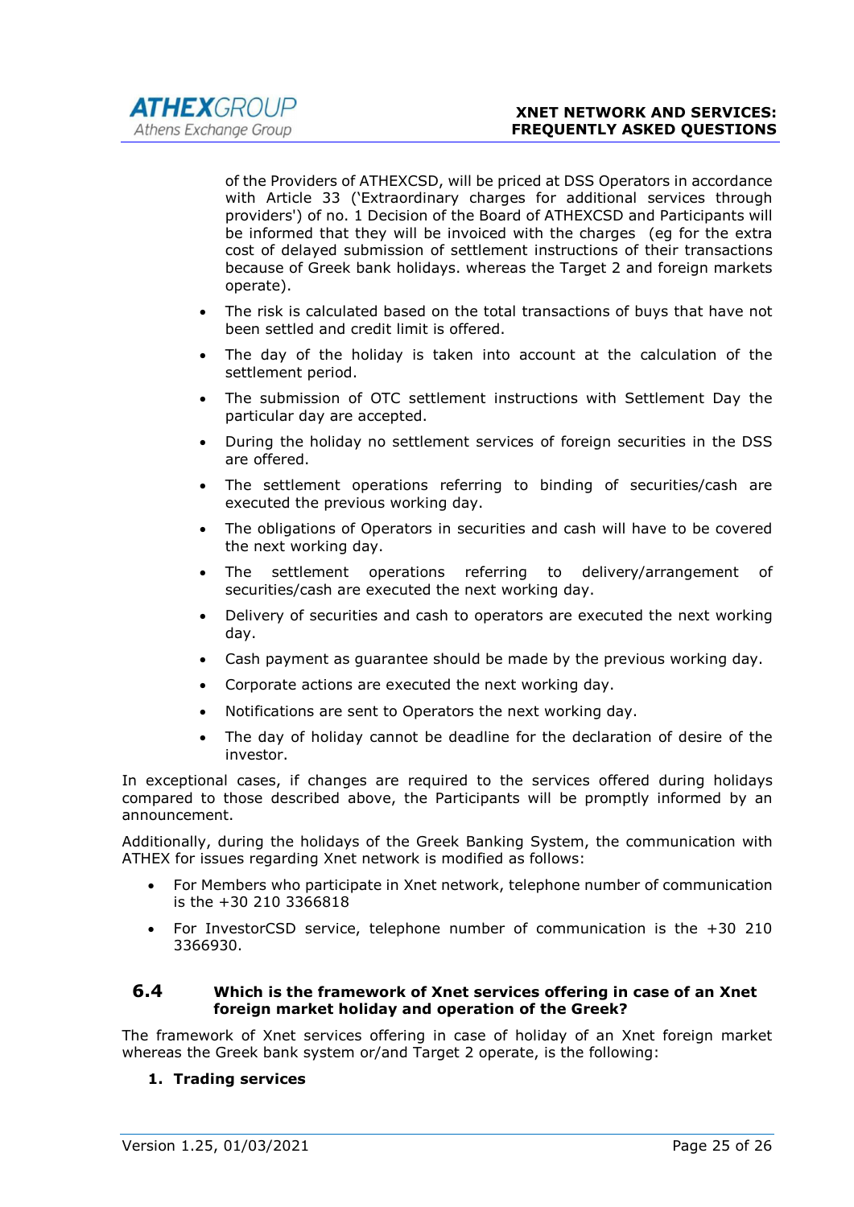of the Providers of ATHEXCSD, will be priced at DSS Operators in accordance with Article 33 ('Extraordinary charges for additional services through providers') of no. 1 Decision of the Board of ATHEXCSD and Participants will be informed that they will be invoiced with the charges (eg for the extra cost of delayed submission of settlement instructions of their transactions because of Greek bank holidays. whereas the Target 2 and foreign markets operate).

- The risk is calculated based on the total transactions of buys that have not been settled and credit limit is offered.
- The day of the holiday is taken into account at the calculation of the settlement period.
- The submission of OTC settlement instructions with Settlement Day the particular day are accepted.
- During the holiday no settlement services of foreign securities in the DSS are offered.
- The settlement operations referring to binding of securities/cash are executed the previous working day.
- The obligations of Operators in securities and cash will have to be covered the next working day.
- The settlement operations referring to delivery/arrangement of securities/cash are executed the next working day.
- Delivery of securities and cash to operators are executed the next working day.
- Cash payment as guarantee should be made by the previous working day.
- Corporate actions are executed the next working day.
- Notifications are sent to Operators the next working day.
- The day of holiday cannot be deadline for the declaration of desire of the investor.

In exceptional cases, if changes are required to the services offered during holidays compared to those described above, the Participants will be promptly informed by an announcement.

Additionally, during the holidays of the Greek Banking System, the communication with ATHEX for issues regarding Xnet network is modified as follows:

- For Members who participate in Xnet network, telephone number of communication is the +30 210 3366818
- For InvestorCSD service, telephone number of communication is the +30 210 3366930.

### 6.4 Which is the framework of Xnet services offering in case of an Xnet foreign market holiday and operation of the Greek?

The framework of Xnet services offering in case of holiday of an Xnet foreign market whereas the Greek bank system or/and Target 2 operate, is the following:

1. **Trading services**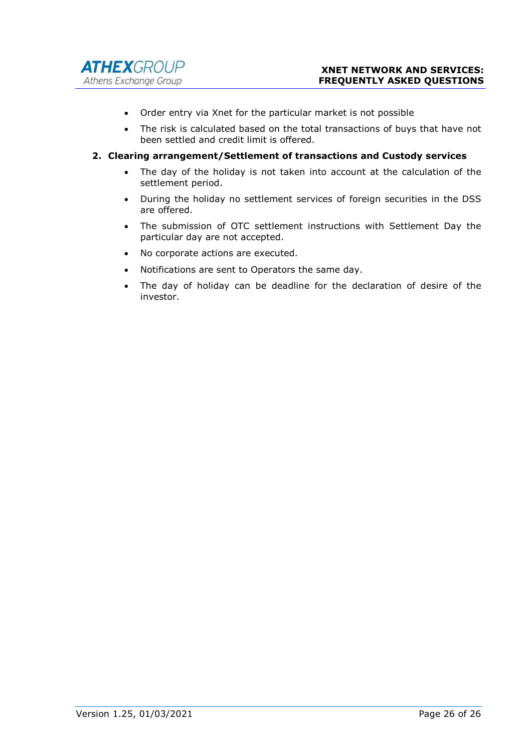- Order entry via Xnet for the particular market is not possible
- The risk is calculated based on the total transactions of buys that have not been settled and credit limit is offered.

**2. Clearing arrangement/Settlement of transactions and Custody services**

- The day of the holiday is not taken into account at the calculation of the settlement period.
- During the holiday no settlement services of foreign securities in the DSS are offered.
- The submission of OTC settlement instructions with Settlement Day the particular day are not accepted.
- No corporate actions are executed.
- Notifications are sent to Operators the same day.
- The day of holiday can be deadline for the declaration of desire of the investor.